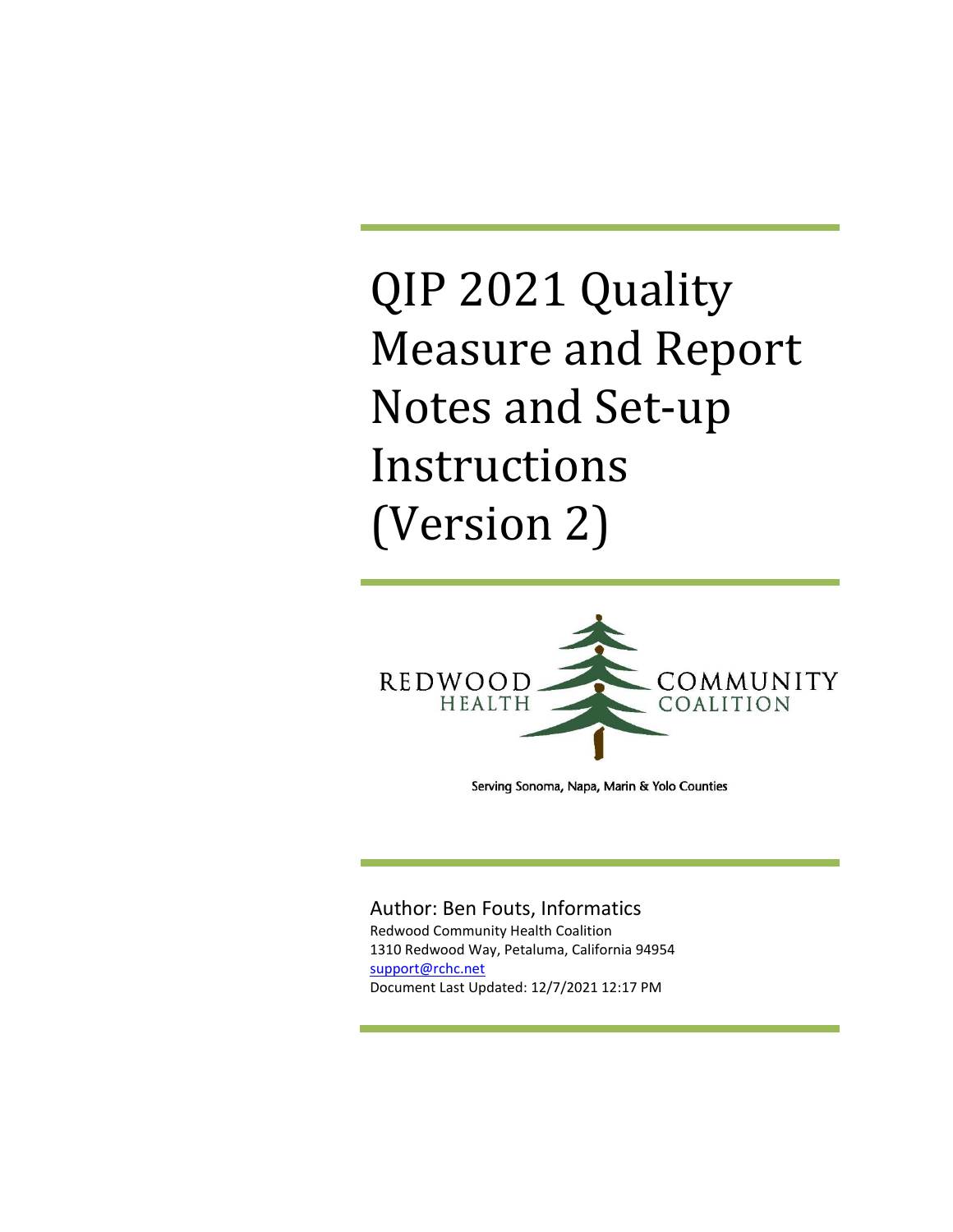# QIP 2021 Quality Measure and Report Notes and Set-up Instructions (Version 2)

REDWOOD HEALTH COMMUNITY COALITION

Serving Sonoma, Napa, Marin & Yolo Counties

Author: Ben Fouts, Informatics
Redwood Community Health Coalition
1310 Redwood Way, Petaluma, California 94954
support@rchc.net
Document Last Updated: 12/7/2021 12:17 PM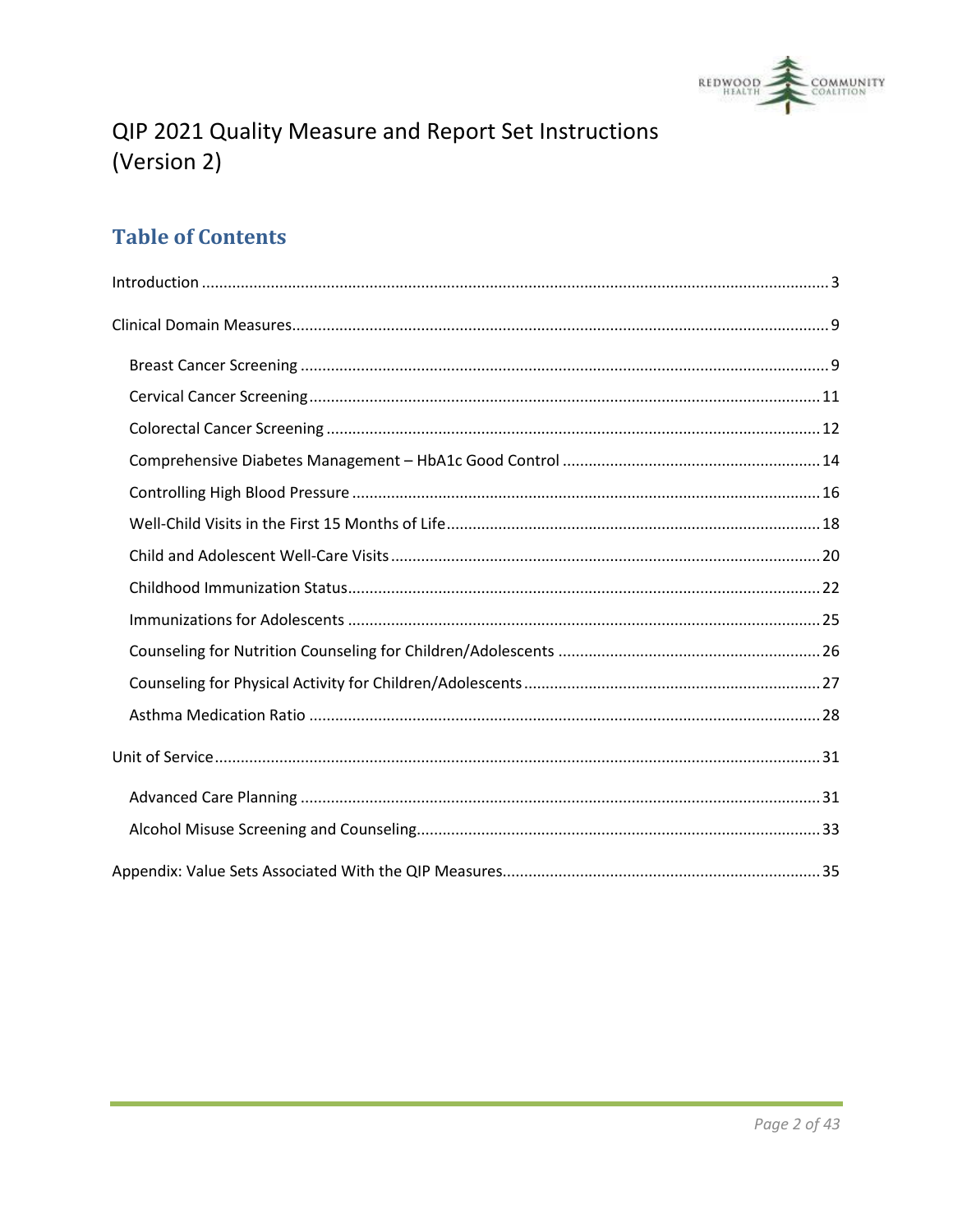# QIP 2021 Quality Measure and Report Set Instructions (Version 2)

## Table of Contents

Introduction ... 3

Clinical Domain Measures ... 9

- Breast Cancer Screening ... 9
- Cervical Cancer Screening ... 11
- Colorectal Cancer Screening ... 12
- Comprehensive Diabetes Management – HbA1c Good Control ... 14
- Controlling High Blood Pressure ... 16
- Well-Child Visits in the First 15 Months of Life ... 18
- Child and Adolescent Well-Care Visits ... 20
- Childhood Immunization Status ... 22
- Immunizations for Adolescents ... 25
- Counseling for Nutrition Counseling for Children/Adolescents ... 26
- Counseling for Physical Activity for Children/Adolescents ... 27
- Asthma Medication Ratio ... 28

Unit of Service ... 31

- Advanced Care Planning ... 31
- Alcohol Misuse Screening and Counseling ... 33

Appendix: Value Sets Associated With the QIP Measures ... 35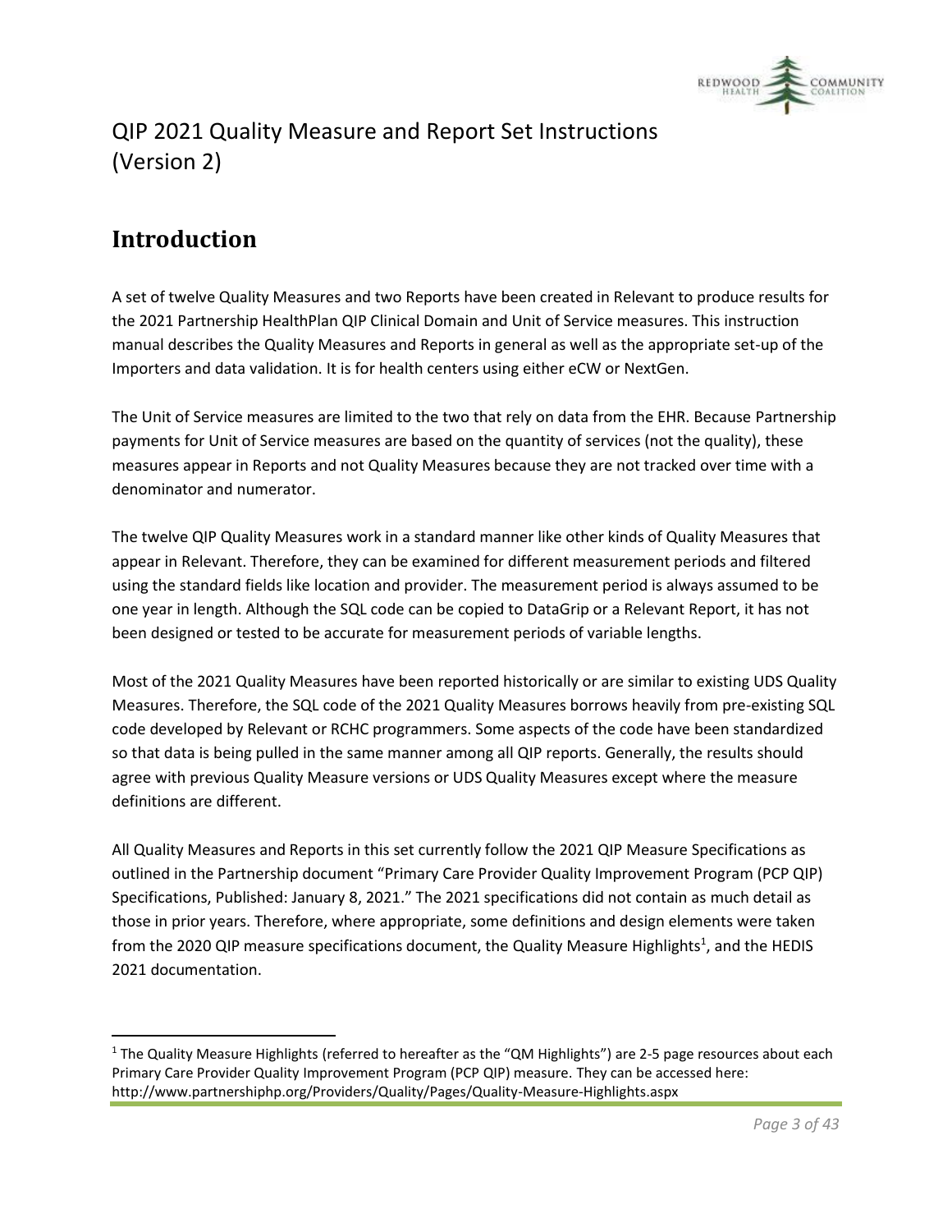# QIP 2021 Quality Measure and Report Set Instructions (Version 2)

## Introduction

A set of twelve Quality Measures and two Reports have been created in Relevant to produce results for the 2021 Partnership HealthPlan QIP Clinical Domain and Unit of Service measures. This instruction manual describes the Quality Measures and Reports in general as well as the appropriate set-up of the Importers and data validation. It is for health centers using either eCW or NextGen.

The Unit of Service measures are limited to the two that rely on data from the EHR. Because Partnership payments for Unit of Service measures are based on the quantity of services (not the quality), these measures appear in Reports and not Quality Measures because they are not tracked over time with a denominator and numerator.

The twelve QIP Quality Measures work in a standard manner like other kinds of Quality Measures that appear in Relevant. Therefore, they can be examined for different measurement periods and filtered using the standard fields like location and provider. The measurement period is always assumed to be one year in length. Although the SQL code can be copied to DataGrip or a Relevant Report, it has not been designed or tested to be accurate for measurement periods of variable lengths.

Most of the 2021 Quality Measures have been reported historically or are similar to existing UDS Quality Measures. Therefore, the SQL code of the 2021 Quality Measures borrows heavily from pre-existing SQL code developed by Relevant or RCHC programmers. Some aspects of the code have been standardized so that data is being pulled in the same manner among all QIP reports. Generally, the results should agree with previous Quality Measure versions or UDS Quality Measures except where the measure definitions are different.

All Quality Measures and Reports in this set currently follow the 2021 QIP Measure Specifications as outlined in the Partnership document "Primary Care Provider Quality Improvement Program (PCP QIP) Specifications, Published: January 8, 2021." The 2021 specifications did not contain as much detail as those in prior years. Therefore, where appropriate, some definitions and design elements were taken from the 2020 QIP measure specifications document, the Quality Measure Highlights[1], and the HEDIS 2021 documentation.

---

[1] The Quality Measure Highlights (referred to hereafter as the "QM Highlights") are 2-5 page resources about each Primary Care Provider Quality Improvement Program (PCP QIP) measure. They can be accessed here: http://www.partnershiphp.org/Providers/Quality/Pages/Quality-Measure-Highlights.aspx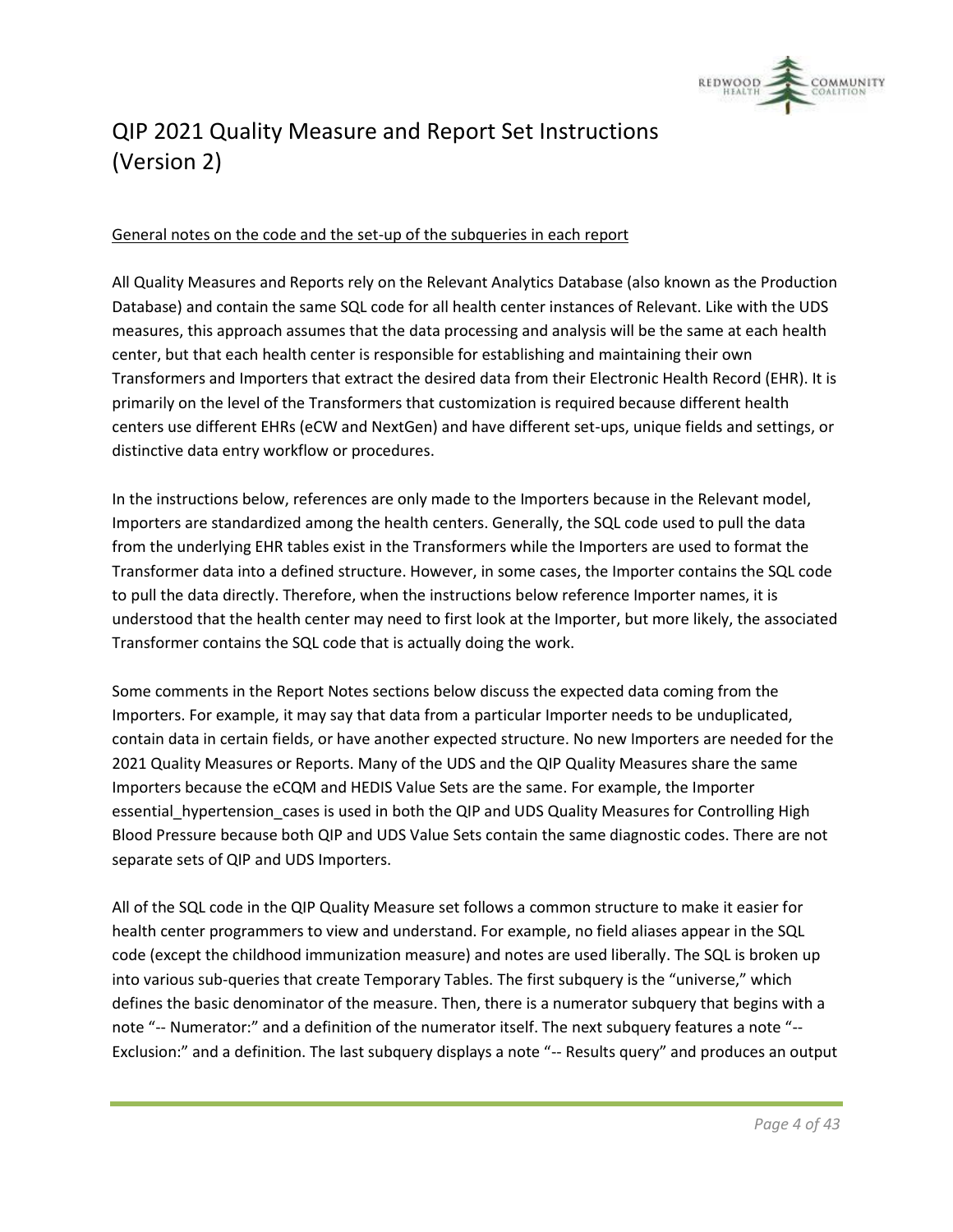# QIP 2021 Quality Measure and Report Set Instructions (Version 2)

General notes on the code and the set-up of the subqueries in each report

All Quality Measures and Reports rely on the Relevant Analytics Database (also known as the Production Database) and contain the same SQL code for all health center instances of Relevant. Like with the UDS measures, this approach assumes that the data processing and analysis will be the same at each health center, but that each health center is responsible for establishing and maintaining their own Transformers and Importers that extract the desired data from their Electronic Health Record (EHR). It is primarily on the level of the Transformers that customization is required because different health centers use different EHRs (eCW and NextGen) and have different set-ups, unique fields and settings, or distinctive data entry workflow or procedures.

In the instructions below, references are only made to the Importers because in the Relevant model, Importers are standardized among the health centers. Generally, the SQL code used to pull the data from the underlying EHR tables exist in the Transformers while the Importers are used to format the Transformer data into a defined structure. However, in some cases, the Importer contains the SQL code to pull the data directly. Therefore, when the instructions below reference Importer names, it is understood that the health center may need to first look at the Importer, but more likely, the associated Transformer contains the SQL code that is actually doing the work.

Some comments in the Report Notes sections below discuss the expected data coming from the Importers. For example, it may say that data from a particular Importer needs to be unduplicated, contain data in certain fields, or have another expected structure. No new Importers are needed for the 2021 Quality Measures or Reports. Many of the UDS and the QIP Quality Measures share the same Importers because the eCQM and HEDIS Value Sets are the same. For example, the Importer essential_hypertension_cases is used in both the QIP and UDS Quality Measures for Controlling High Blood Pressure because both QIP and UDS Value Sets contain the same diagnostic codes. There are not separate sets of QIP and UDS Importers.

All of the SQL code in the QIP Quality Measure set follows a common structure to make it easier for health center programmers to view and understand. For example, no field aliases appear in the SQL code (except the childhood immunization measure) and notes are used liberally. The SQL is broken up into various sub-queries that create Temporary Tables. The first subquery is the "universe," which defines the basic denominator of the measure. Then, there is a numerator subquery that begins with a note "-- Numerator:" and a definition of the numerator itself. The next subquery features a note "-- Exclusion:" and a definition. The last subquery displays a note "-- Results query" and produces an output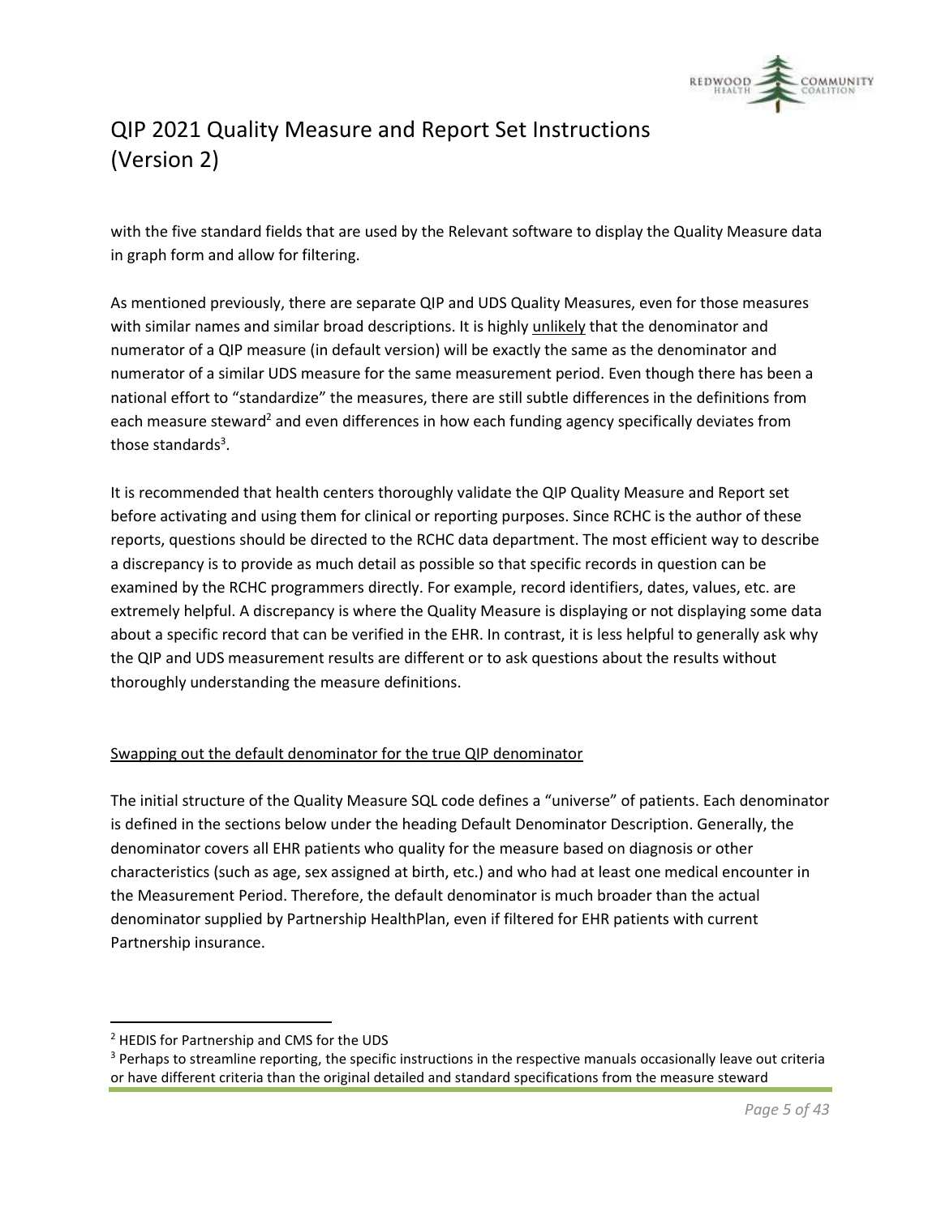with the five standard fields that are used by the Relevant software to display the Quality Measure data in graph form and allow for filtering.

As mentioned previously, there are separate QIP and UDS Quality Measures, even for those measures with similar names and similar broad descriptions. It is highly unlikely that the denominator and numerator of a QIP measure (in default version) will be exactly the same as the denominator and numerator of a similar UDS measure for the same measurement period. Even though there has been a national effort to "standardize" the measures, there are still subtle differences in the definitions from each measure steward[2] and even differences in how each funding agency specifically deviates from those standards[3].

It is recommended that health centers thoroughly validate the QIP Quality Measure and Report set before activating and using them for clinical or reporting purposes. Since RCHC is the author of these reports, questions should be directed to the RCHC data department. The most efficient way to describe a discrepancy is to provide as much detail as possible so that specific records in question can be examined by the RCHC programmers directly. For example, record identifiers, dates, values, etc. are extremely helpful. A discrepancy is where the Quality Measure is displaying or not displaying some data about a specific record that can be verified in the EHR. In contrast, it is less helpful to generally ask why the QIP and UDS measurement results are different or to ask questions about the results without thoroughly understanding the measure definitions.

## Swapping out the default denominator for the true QIP denominator

The initial structure of the Quality Measure SQL code defines a "universe" of patients. Each denominator is defined in the sections below under the heading Default Denominator Description. Generally, the denominator covers all EHR patients who quality for the measure based on diagnosis or other characteristics (such as age, sex assigned at birth, etc.) and who had at least one medical encounter in the Measurement Period. Therefore, the default denominator is much broader than the actual denominator supplied by Partnership HealthPlan, even if filtered for EHR patients with current Partnership insurance.

---

[2] HEDIS for Partnership and CMS for the UDS

[3] Perhaps to streamline reporting, the specific instructions in the respective manuals occasionally leave out criteria or have different criteria than the original detailed and standard specifications from the measure steward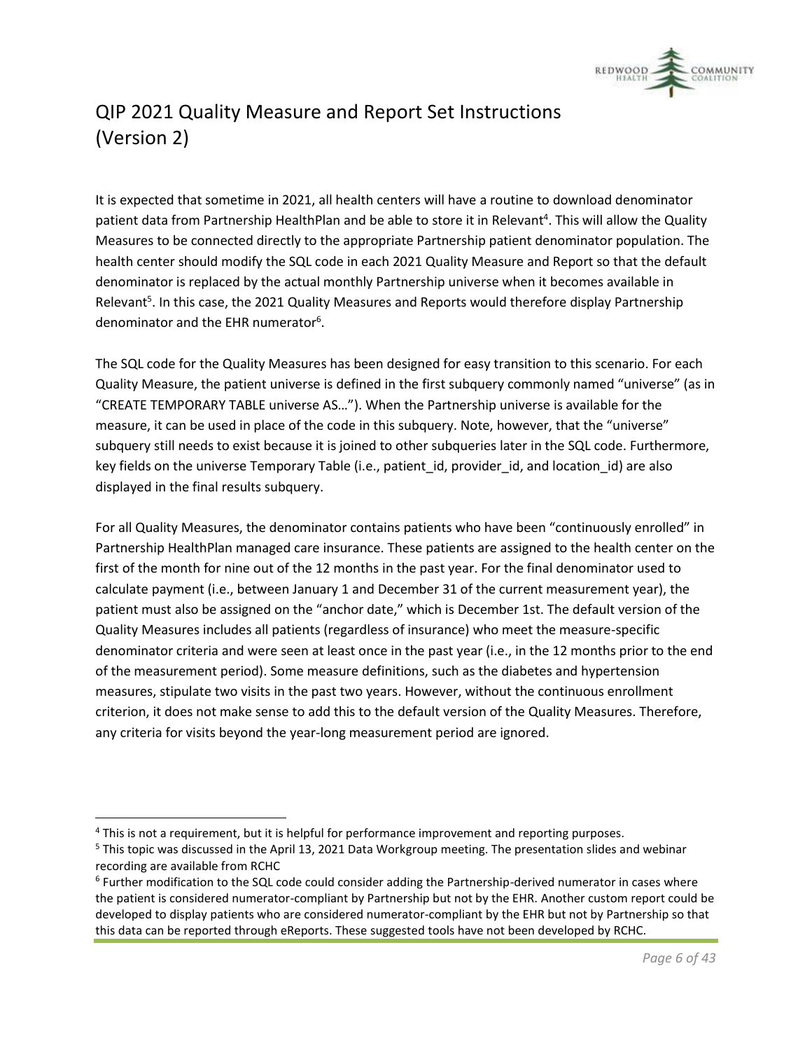It is expected that sometime in 2021, all health centers will have a routine to download denominator patient data from Partnership HealthPlan and be able to store it in Relevant[4]. This will allow the Quality Measures to be connected directly to the appropriate Partnership patient denominator population. The health center should modify the SQL code in each 2021 Quality Measure and Report so that the default denominator is replaced by the actual monthly Partnership universe when it becomes available in Relevant[5]. In this case, the 2021 Quality Measures and Reports would therefore display Partnership denominator and the EHR numerator[6].

The SQL code for the Quality Measures has been designed for easy transition to this scenario. For each Quality Measure, the patient universe is defined in the first subquery commonly named "universe" (as in "CREATE TEMPORARY TABLE universe AS…"). When the Partnership universe is available for the measure, it can be used in place of the code in this subquery. Note, however, that the "universe" subquery still needs to exist because it is joined to other subqueries later in the SQL code. Furthermore, key fields on the universe Temporary Table (i.e., patient_id, provider_id, and location_id) are also displayed in the final results subquery.

For all Quality Measures, the denominator contains patients who have been "continuously enrolled" in Partnership HealthPlan managed care insurance. These patients are assigned to the health center on the first of the month for nine out of the 12 months in the past year. For the final denominator used to calculate payment (i.e., between January 1 and December 31 of the current measurement year), the patient must also be assigned on the "anchor date," which is December 1st. The default version of the Quality Measures includes all patients (regardless of insurance) who meet the measure-specific denominator criteria and were seen at least once in the past year (i.e., in the 12 months prior to the end of the measurement period). Some measure definitions, such as the diabetes and hypertension measures, stipulate two visits in the past two years. However, without the continuous enrollment criterion, it does not make sense to add this to the default version of the Quality Measures. Therefore, any criteria for visits beyond the year-long measurement period are ignored.

---

[4] This is not a requirement, but it is helpful for performance improvement and reporting purposes.

[5] This topic was discussed in the April 13, 2021 Data Workgroup meeting. The presentation slides and webinar recording are available from RCHC

[6] Further modification to the SQL code could consider adding the Partnership-derived numerator in cases where the patient is considered numerator-compliant by Partnership but not by the EHR. Another custom report could be developed to display patients who are considered numerator-compliant by the EHR but not by Partnership so that this data can be reported through eReports. These suggested tools have not been developed by RCHC.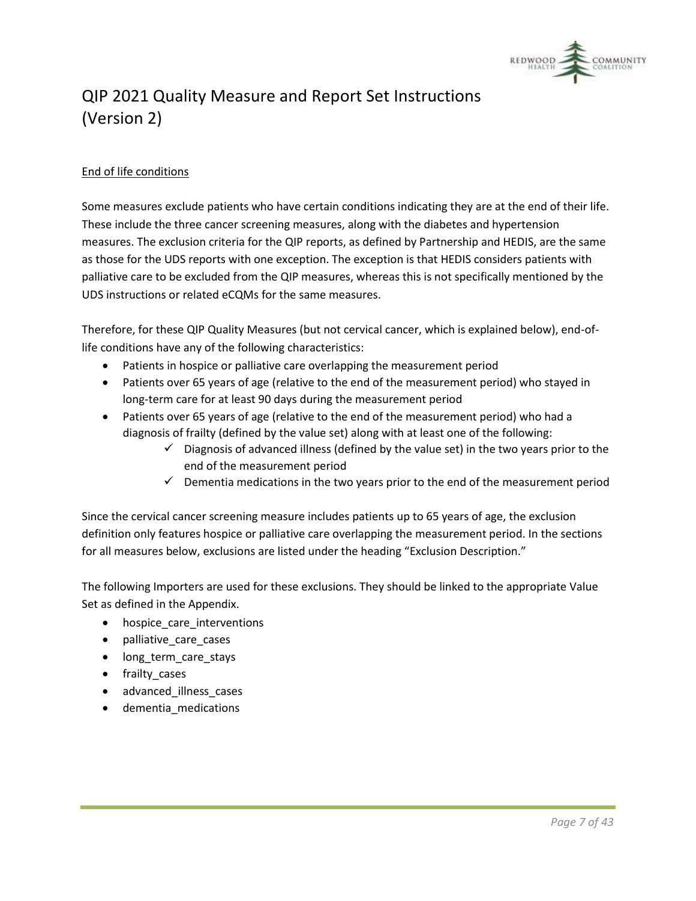<u>End of life conditions</u>

Some measures exclude patients who have certain conditions indicating they are at the end of their life. These include the three cancer screening measures, along with the diabetes and hypertension measures. The exclusion criteria for the QIP reports, as defined by Partnership and HEDIS, are the same as those for the UDS reports with one exception. The exception is that HEDIS considers patients with palliative care to be excluded from the QIP measures, whereas this is not specifically mentioned by the UDS instructions or related eCQMs for the same measures.

Therefore, for these QIP Quality Measures (but not cervical cancer, which is explained below), end-of-life conditions have any of the following characteristics:

- Patients in hospice or palliative care overlapping the measurement period
- Patients over 65 years of age (relative to the end of the measurement period) who stayed in long-term care for at least 90 days during the measurement period
- Patients over 65 years of age (relative to the end of the measurement period) who had a diagnosis of frailty (defined by the value set) along with at least one of the following:
  - ✓ Diagnosis of advanced illness (defined by the value set) in the two years prior to the end of the measurement period
  - ✓ Dementia medications in the two years prior to the end of the measurement period

Since the cervical cancer screening measure includes patients up to 65 years of age, the exclusion definition only features hospice or palliative care overlapping the measurement period. In the sections for all measures below, exclusions are listed under the heading "Exclusion Description."

The following Importers are used for these exclusions. They should be linked to the appropriate Value Set as defined in the Appendix.

- hospice_care_interventions
- palliative_care_cases
- long_term_care_stays
- frailty_cases
- advanced_illness_cases
- dementia_medications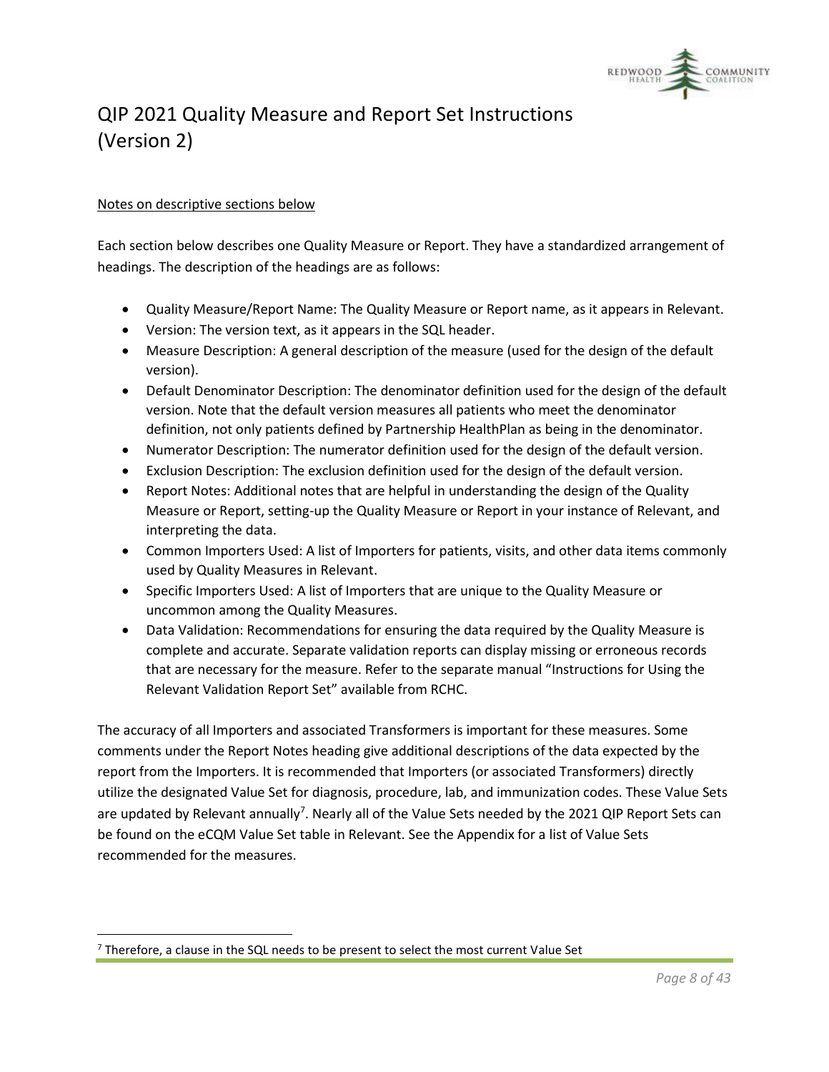# QIP 2021 Quality Measure and Report Set Instructions (Version 2)

Notes on descriptive sections below

Each section below describes one Quality Measure or Report. They have a standardized arrangement of headings. The description of the headings are as follows:

- Quality Measure/Report Name: The Quality Measure or Report name, as it appears in Relevant.
- Version: The version text, as it appears in the SQL header.
- Measure Description: A general description of the measure (used for the design of the default version).
- Default Denominator Description: The denominator definition used for the design of the default version. Note that the default version measures all patients who meet the denominator definition, not only patients defined by Partnership HealthPlan as being in the denominator.
- Numerator Description: The numerator definition used for the design of the default version.
- Exclusion Description: The exclusion definition used for the design of the default version.
- Report Notes: Additional notes that are helpful in understanding the design of the Quality Measure or Report, setting-up the Quality Measure or Report in your instance of Relevant, and interpreting the data.
- Common Importers Used: A list of Importers for patients, visits, and other data items commonly used by Quality Measures in Relevant.
- Specific Importers Used: A list of Importers that are unique to the Quality Measure or uncommon among the Quality Measures.
- Data Validation: Recommendations for ensuring the data required by the Quality Measure is complete and accurate. Separate validation reports can display missing or erroneous records that are necessary for the measure. Refer to the separate manual "Instructions for Using the Relevant Validation Report Set" available from RCHC.

The accuracy of all Importers and associated Transformers is important for these measures. Some comments under the Report Notes heading give additional descriptions of the data expected by the report from the Importers. It is recommended that Importers (or associated Transformers) directly utilize the designated Value Set for diagnosis, procedure, lab, and immunization codes. These Value Sets are updated by Relevant annually[7]. Nearly all of the Value Sets needed by the 2021 QIP Report Sets can be found on the eCQM Value Set table in Relevant. See the Appendix for a list of Value Sets recommended for the measures.

[7] Therefore, a clause in the SQL needs to be present to select the most current Value Set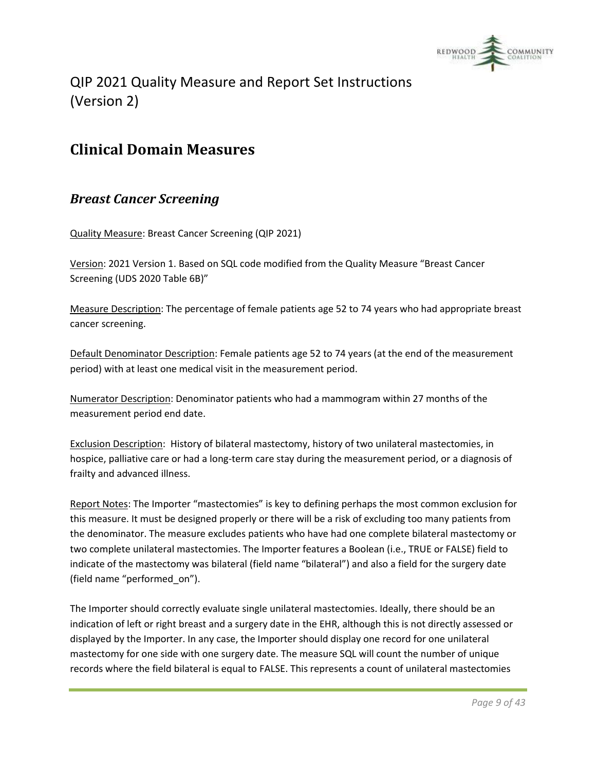# QIP 2021 Quality Measure and Report Set Instructions (Version 2)

## Clinical Domain Measures

### *Breast Cancer Screening*

Quality Measure: Breast Cancer Screening (QIP 2021)

Version: 2021 Version 1. Based on SQL code modified from the Quality Measure "Breast Cancer Screening (UDS 2020 Table 6B)"

Measure Description: The percentage of female patients age 52 to 74 years who had appropriate breast cancer screening.

Default Denominator Description: Female patients age 52 to 74 years (at the end of the measurement period) with at least one medical visit in the measurement period.

Numerator Description: Denominator patients who had a mammogram within 27 months of the measurement period end date.

Exclusion Description: History of bilateral mastectomy, history of two unilateral mastectomies, in hospice, palliative care or had a long-term care stay during the measurement period, or a diagnosis of frailty and advanced illness.

Report Notes: The Importer "mastectomies" is key to defining perhaps the most common exclusion for this measure. It must be designed properly or there will be a risk of excluding too many patients from the denominator. The measure excludes patients who have had one complete bilateral mastectomy or two complete unilateral mastectomies. The Importer features a Boolean (i.e., TRUE or FALSE) field to indicate of the mastectomy was bilateral (field name "bilateral") and also a field for the surgery date (field name "performed_on").

The Importer should correctly evaluate single unilateral mastectomies. Ideally, there should be an indication of left or right breast and a surgery date in the EHR, although this is not directly assessed or displayed by the Importer. In any case, the Importer should display one record for one unilateral mastectomy for one side with one surgery date. The measure SQL will count the number of unique records where the field bilateral is equal to FALSE. This represents a count of unilateral mastectomies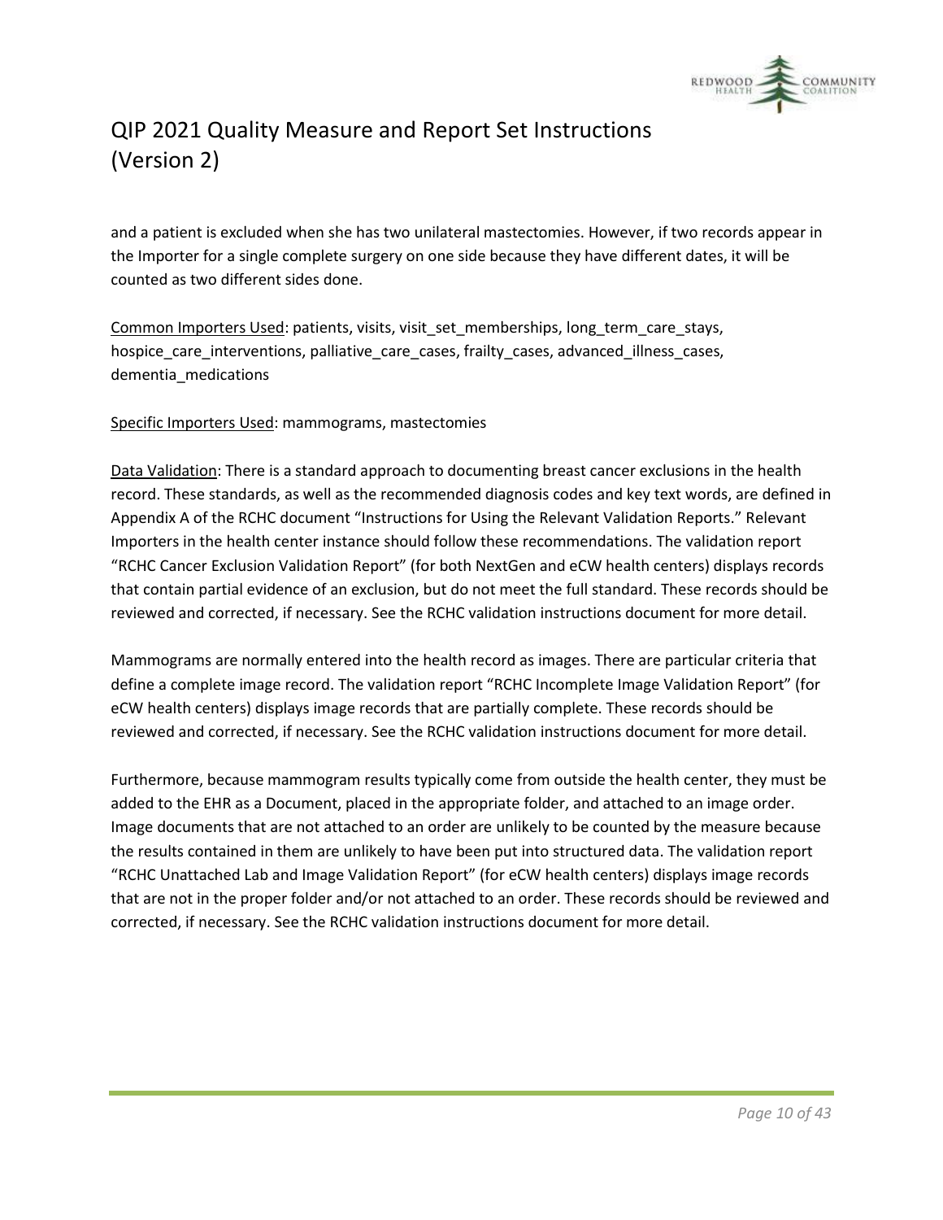and a patient is excluded when she has two unilateral mastectomies. However, if two records appear in the Importer for a single complete surgery on one side because they have different dates, it will be counted as two different sides done.

<u>Common Importers Used</u>: patients, visits, visit_set_memberships, long_term_care_stays, hospice_care_interventions, palliative_care_cases, frailty_cases, advanced_illness_cases, dementia_medications

<u>Specific Importers Used</u>: mammograms, mastectomies

<u>Data Validation</u>: There is a standard approach to documenting breast cancer exclusions in the health record. These standards, as well as the recommended diagnosis codes and key text words, are defined in Appendix A of the RCHC document "Instructions for Using the Relevant Validation Reports." Relevant Importers in the health center instance should follow these recommendations. The validation report "RCHC Cancer Exclusion Validation Report" (for both NextGen and eCW health centers) displays records that contain partial evidence of an exclusion, but do not meet the full standard. These records should be reviewed and corrected, if necessary. See the RCHC validation instructions document for more detail.

Mammograms are normally entered into the health record as images. There are particular criteria that define a complete image record. The validation report "RCHC Incomplete Image Validation Report" (for eCW health centers) displays image records that are partially complete. These records should be reviewed and corrected, if necessary. See the RCHC validation instructions document for more detail.

Furthermore, because mammogram results typically come from outside the health center, they must be added to the EHR as a Document, placed in the appropriate folder, and attached to an image order. Image documents that are not attached to an order are unlikely to be counted by the measure because the results contained in them are unlikely to have been put into structured data. The validation report "RCHC Unattached Lab and Image Validation Report" (for eCW health centers) displays image records that are not in the proper folder and/or not attached to an order. These records should be reviewed and corrected, if necessary. See the RCHC validation instructions document for more detail.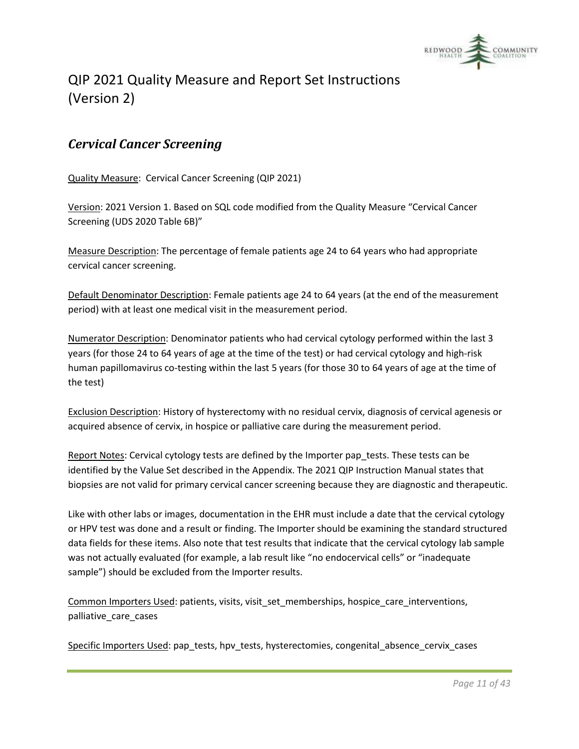# QIP 2021 Quality Measure and Report Set Instructions (Version 2)

## *Cervical Cancer Screening*

Quality Measure: Cervical Cancer Screening (QIP 2021)

Version: 2021 Version 1. Based on SQL code modified from the Quality Measure "Cervical Cancer Screening (UDS 2020 Table 6B)"

Measure Description: The percentage of female patients age 24 to 64 years who had appropriate cervical cancer screening.

Default Denominator Description: Female patients age 24 to 64 years (at the end of the measurement period) with at least one medical visit in the measurement period.

Numerator Description: Denominator patients who had cervical cytology performed within the last 3 years (for those 24 to 64 years of age at the time of the test) or had cervical cytology and high-risk human papillomavirus co-testing within the last 5 years (for those 30 to 64 years of age at the time of the test)

Exclusion Description: History of hysterectomy with no residual cervix, diagnosis of cervical agenesis or acquired absence of cervix, in hospice or palliative care during the measurement period.

Report Notes: Cervical cytology tests are defined by the Importer pap_tests. These tests can be identified by the Value Set described in the Appendix. The 2021 QIP Instruction Manual states that biopsies are not valid for primary cervical cancer screening because they are diagnostic and therapeutic.

Like with other labs or images, documentation in the EHR must include a date that the cervical cytology or HPV test was done and a result or finding. The Importer should be examining the standard structured data fields for these items. Also note that test results that indicate that the cervical cytology lab sample was not actually evaluated (for example, a lab result like "no endocervical cells" or "inadequate sample") should be excluded from the Importer results.

Common Importers Used: patients, visits, visit_set_memberships, hospice_care_interventions, palliative_care_cases

Specific Importers Used: pap_tests, hpv_tests, hysterectomies, congenital_absence_cervix_cases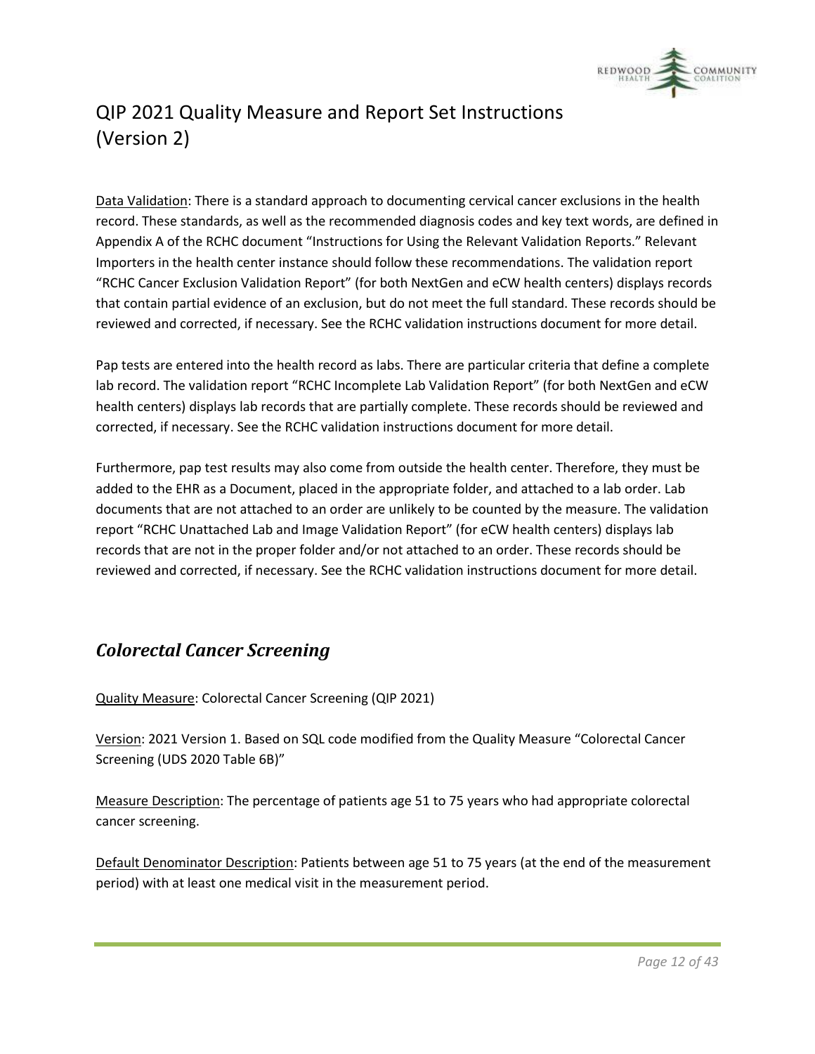Data Validation: There is a standard approach to documenting cervical cancer exclusions in the health record. These standards, as well as the recommended diagnosis codes and key text words, are defined in Appendix A of the RCHC document "Instructions for Using the Relevant Validation Reports." Relevant Importers in the health center instance should follow these recommendations. The validation report "RCHC Cancer Exclusion Validation Report" (for both NextGen and eCW health centers) displays records that contain partial evidence of an exclusion, but do not meet the full standard. These records should be reviewed and corrected, if necessary. See the RCHC validation instructions document for more detail.

Pap tests are entered into the health record as labs. There are particular criteria that define a complete lab record. The validation report "RCHC Incomplete Lab Validation Report" (for both NextGen and eCW health centers) displays lab records that are partially complete. These records should be reviewed and corrected, if necessary. See the RCHC validation instructions document for more detail.

Furthermore, pap test results may also come from outside the health center. Therefore, they must be added to the EHR as a Document, placed in the appropriate folder, and attached to a lab order. Lab documents that are not attached to an order are unlikely to be counted by the measure. The validation report "RCHC Unattached Lab and Image Validation Report" (for eCW health centers) displays lab records that are not in the proper folder and/or not attached to an order. These records should be reviewed and corrected, if necessary. See the RCHC validation instructions document for more detail.

## *Colorectal Cancer Screening*

Quality Measure: Colorectal Cancer Screening (QIP 2021)

Version: 2021 Version 1. Based on SQL code modified from the Quality Measure "Colorectal Cancer Screening (UDS 2020 Table 6B)"

Measure Description: The percentage of patients age 51 to 75 years who had appropriate colorectal cancer screening.

Default Denominator Description: Patients between age 51 to 75 years (at the end of the measurement period) with at least one medical visit in the measurement period.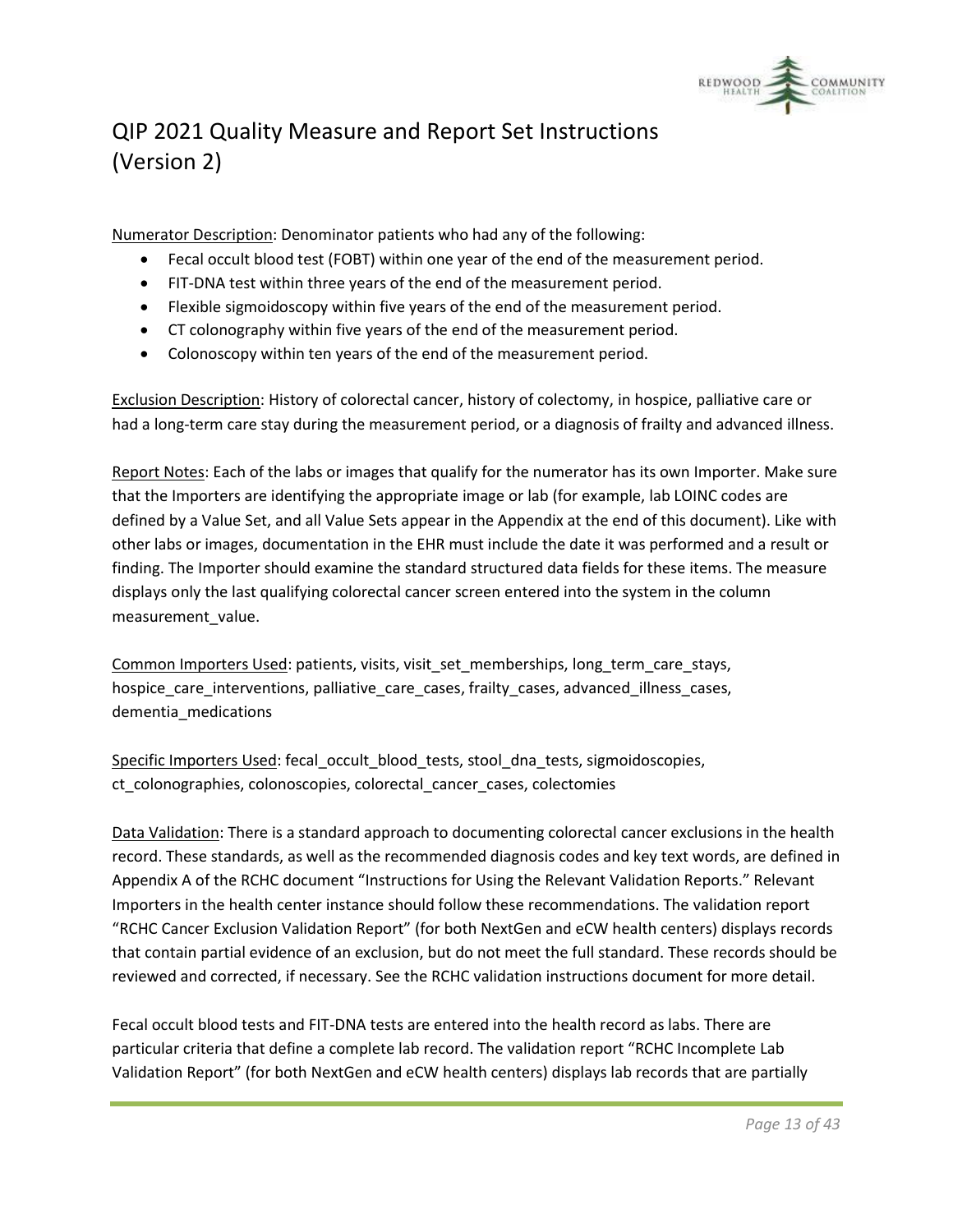Numerator Description: Denominator patients who had any of the following:

- Fecal occult blood test (FOBT) within one year of the end of the measurement period.
- FIT-DNA test within three years of the end of the measurement period.
- Flexible sigmoidoscopy within five years of the end of the measurement period.
- CT colonography within five years of the end of the measurement period.
- Colonoscopy within ten years of the end of the measurement period.

Exclusion Description: History of colorectal cancer, history of colectomy, in hospice, palliative care or had a long-term care stay during the measurement period, or a diagnosis of frailty and advanced illness.

Report Notes: Each of the labs or images that qualify for the numerator has its own Importer. Make sure that the Importers are identifying the appropriate image or lab (for example, lab LOINC codes are defined by a Value Set, and all Value Sets appear in the Appendix at the end of this document). Like with other labs or images, documentation in the EHR must include the date it was performed and a result or finding. The Importer should examine the standard structured data fields for these items. The measure displays only the last qualifying colorectal cancer screen entered into the system in the column measurement_value.

Common Importers Used: patients, visits, visit_set_memberships, long_term_care_stays, hospice_care_interventions, palliative_care_cases, frailty_cases, advanced_illness_cases, dementia_medications

Specific Importers Used: fecal_occult_blood_tests, stool_dna_tests, sigmoidoscopies, ct_colonographies, colonoscopies, colorectal_cancer_cases, colectomies

Data Validation: There is a standard approach to documenting colorectal cancer exclusions in the health record. These standards, as well as the recommended diagnosis codes and key text words, are defined in Appendix A of the RCHC document "Instructions for Using the Relevant Validation Reports." Relevant Importers in the health center instance should follow these recommendations. The validation report "RCHC Cancer Exclusion Validation Report" (for both NextGen and eCW health centers) displays records that contain partial evidence of an exclusion, but do not meet the full standard. These records should be reviewed and corrected, if necessary. See the RCHC validation instructions document for more detail.

Fecal occult blood tests and FIT-DNA tests are entered into the health record as labs. There are particular criteria that define a complete lab record. The validation report "RCHC Incomplete Lab Validation Report" (for both NextGen and eCW health centers) displays lab records that are partially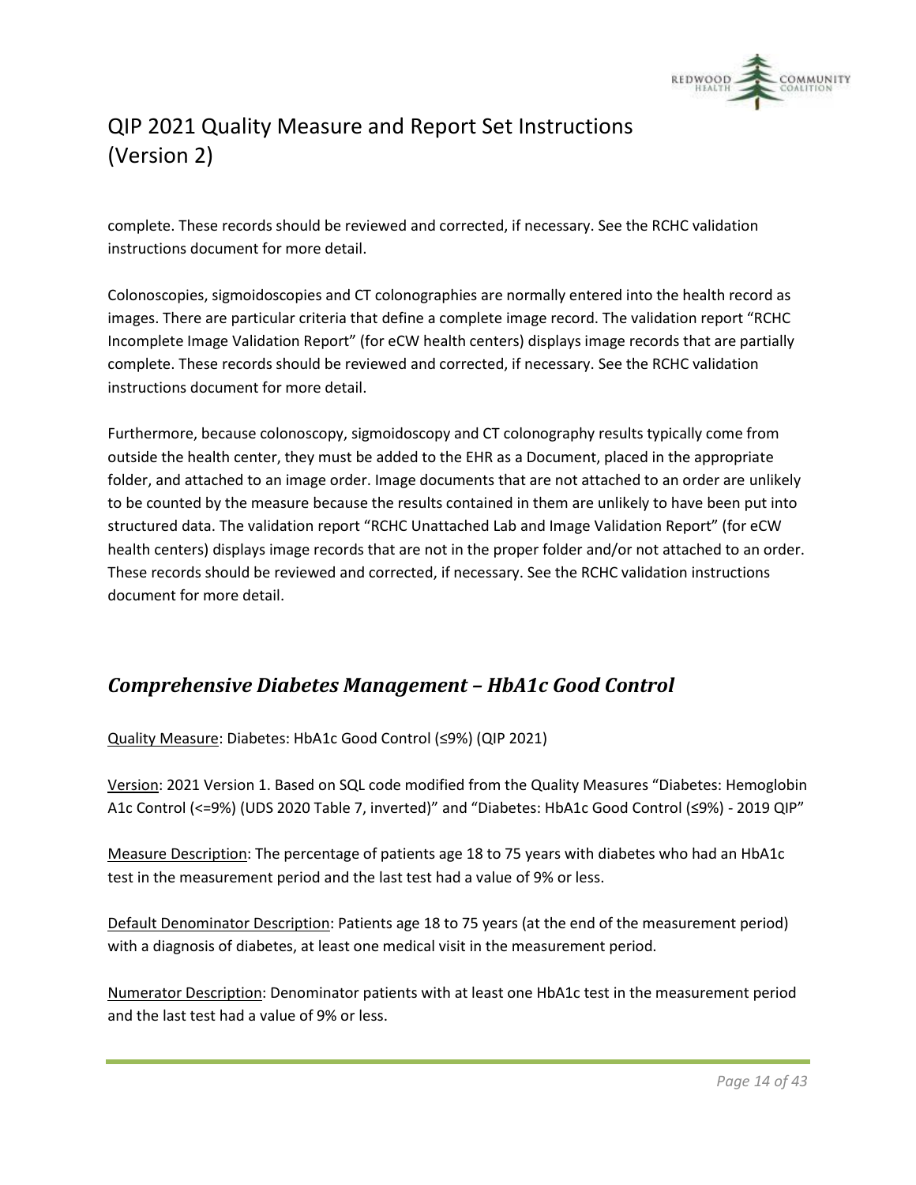complete. These records should be reviewed and corrected, if necessary. See the RCHC validation instructions document for more detail.

Colonoscopies, sigmoidoscopies and CT colonographies are normally entered into the health record as images. There are particular criteria that define a complete image record. The validation report "RCHC Incomplete Image Validation Report" (for eCW health centers) displays image records that are partially complete. These records should be reviewed and corrected, if necessary. See the RCHC validation instructions document for more detail.

Furthermore, because colonoscopy, sigmoidoscopy and CT colonography results typically come from outside the health center, they must be added to the EHR as a Document, placed in the appropriate folder, and attached to an image order. Image documents that are not attached to an order are unlikely to be counted by the measure because the results contained in them are unlikely to have been put into structured data. The validation report "RCHC Unattached Lab and Image Validation Report" (for eCW health centers) displays image records that are not in the proper folder and/or not attached to an order. These records should be reviewed and corrected, if necessary. See the RCHC validation instructions document for more detail.

## *Comprehensive Diabetes Management – HbA1c Good Control*

Quality Measure: Diabetes: HbA1c Good Control (≤9%) (QIP 2021)

Version: 2021 Version 1. Based on SQL code modified from the Quality Measures "Diabetes: Hemoglobin A1c Control (<=9%) (UDS 2020 Table 7, inverted)" and "Diabetes: HbA1c Good Control (≤9%) - 2019 QIP"

Measure Description: The percentage of patients age 18 to 75 years with diabetes who had an HbA1c test in the measurement period and the last test had a value of 9% or less.

Default Denominator Description: Patients age 18 to 75 years (at the end of the measurement period) with a diagnosis of diabetes, at least one medical visit in the measurement period.

Numerator Description: Denominator patients with at least one HbA1c test in the measurement period and the last test had a value of 9% or less.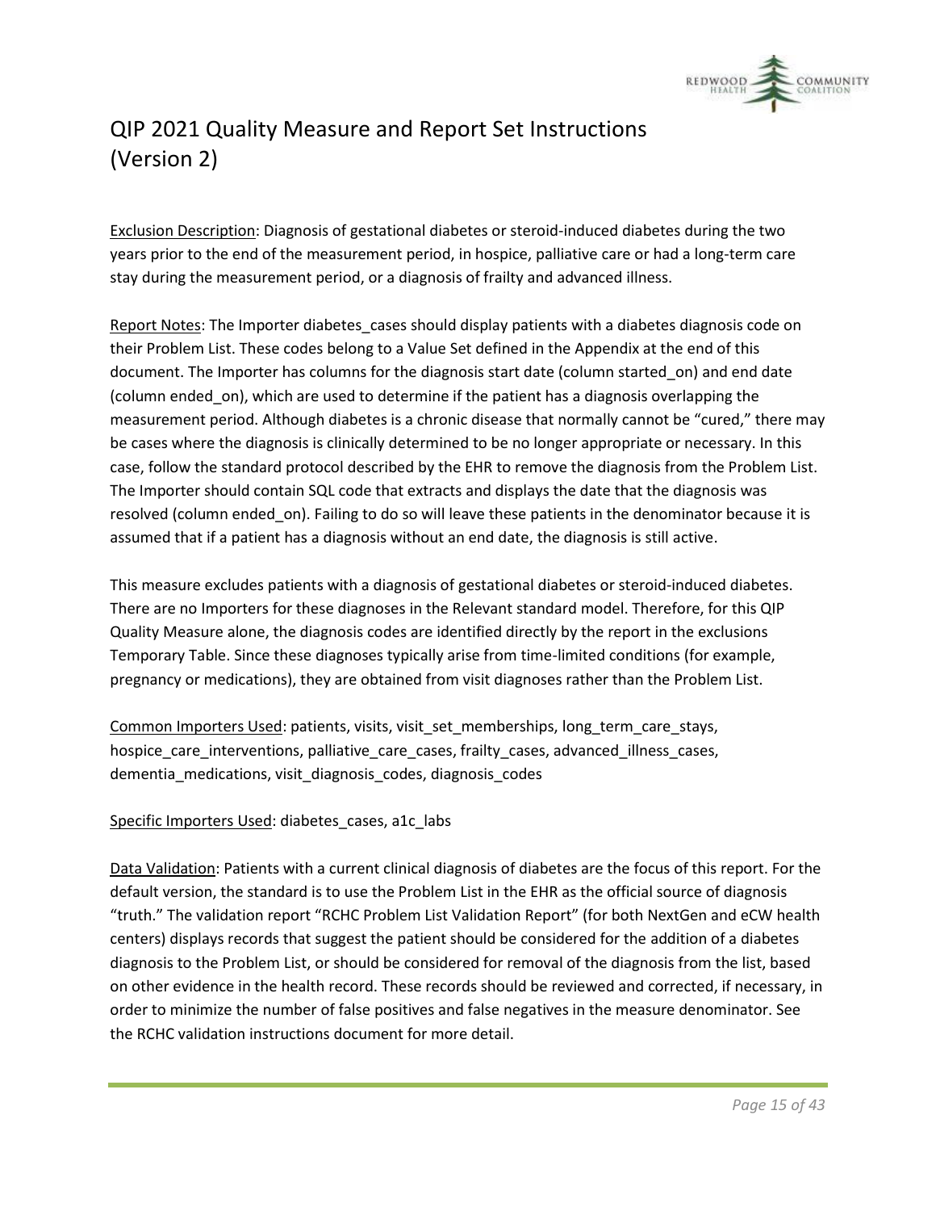Exclusion Description: Diagnosis of gestational diabetes or steroid-induced diabetes during the two years prior to the end of the measurement period, in hospice, palliative care or had a long-term care stay during the measurement period, or a diagnosis of frailty and advanced illness.

Report Notes: The Importer diabetes_cases should display patients with a diabetes diagnosis code on their Problem List. These codes belong to a Value Set defined in the Appendix at the end of this document. The Importer has columns for the diagnosis start date (column started_on) and end date (column ended_on), which are used to determine if the patient has a diagnosis overlapping the measurement period. Although diabetes is a chronic disease that normally cannot be "cured," there may be cases where the diagnosis is clinically determined to be no longer appropriate or necessary. In this case, follow the standard protocol described by the EHR to remove the diagnosis from the Problem List. The Importer should contain SQL code that extracts and displays the date that the diagnosis was resolved (column ended_on). Failing to do so will leave these patients in the denominator because it is assumed that if a patient has a diagnosis without an end date, the diagnosis is still active.

This measure excludes patients with a diagnosis of gestational diabetes or steroid-induced diabetes. There are no Importers for these diagnoses in the Relevant standard model. Therefore, for this QIP Quality Measure alone, the diagnosis codes are identified directly by the report in the exclusions Temporary Table. Since these diagnoses typically arise from time-limited conditions (for example, pregnancy or medications), they are obtained from visit diagnoses rather than the Problem List.

Common Importers Used: patients, visits, visit_set_memberships, long_term_care_stays, hospice_care_interventions, palliative_care_cases, frailty_cases, advanced_illness_cases, dementia_medications, visit_diagnosis_codes, diagnosis_codes

Specific Importers Used: diabetes_cases, a1c_labs

Data Validation: Patients with a current clinical diagnosis of diabetes are the focus of this report. For the default version, the standard is to use the Problem List in the EHR as the official source of diagnosis "truth." The validation report "RCHC Problem List Validation Report" (for both NextGen and eCW health centers) displays records that suggest the patient should be considered for the addition of a diabetes diagnosis to the Problem List, or should be considered for removal of the diagnosis from the list, based on other evidence in the health record. These records should be reviewed and corrected, if necessary, in order to minimize the number of false positives and false negatives in the measure denominator. See the RCHC validation instructions document for more detail.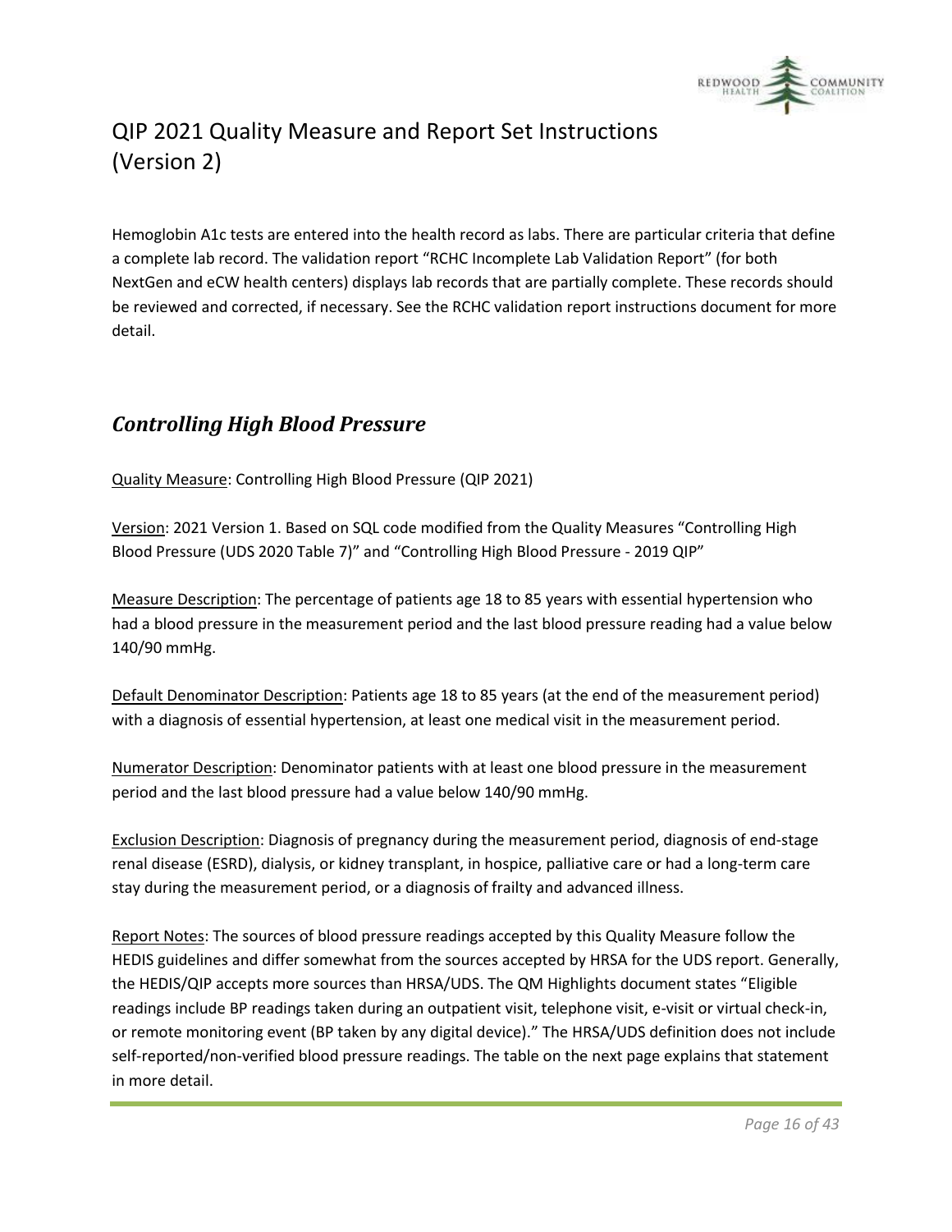Hemoglobin A1c tests are entered into the health record as labs. There are particular criteria that define a complete lab record. The validation report "RCHC Incomplete Lab Validation Report" (for both NextGen and eCW health centers) displays lab records that are partially complete. These records should be reviewed and corrected, if necessary. See the RCHC validation report instructions document for more detail.

## *Controlling High Blood Pressure*

Quality Measure: Controlling High Blood Pressure (QIP 2021)

Version: 2021 Version 1. Based on SQL code modified from the Quality Measures "Controlling High Blood Pressure (UDS 2020 Table 7)" and "Controlling High Blood Pressure - 2019 QIP"

Measure Description: The percentage of patients age 18 to 85 years with essential hypertension who had a blood pressure in the measurement period and the last blood pressure reading had a value below 140/90 mmHg.

Default Denominator Description: Patients age 18 to 85 years (at the end of the measurement period) with a diagnosis of essential hypertension, at least one medical visit in the measurement period.

Numerator Description: Denominator patients with at least one blood pressure in the measurement period and the last blood pressure had a value below 140/90 mmHg.

Exclusion Description: Diagnosis of pregnancy during the measurement period, diagnosis of end-stage renal disease (ESRD), dialysis, or kidney transplant, in hospice, palliative care or had a long-term care stay during the measurement period, or a diagnosis of frailty and advanced illness.

Report Notes: The sources of blood pressure readings accepted by this Quality Measure follow the HEDIS guidelines and differ somewhat from the sources accepted by HRSA for the UDS report. Generally, the HEDIS/QIP accepts more sources than HRSA/UDS. The QM Highlights document states "Eligible readings include BP readings taken during an outpatient visit, telephone visit, e-visit or virtual check-in, or remote monitoring event (BP taken by any digital device)." The HRSA/UDS definition does not include self-reported/non-verified blood pressure readings. The table on the next page explains that statement in more detail.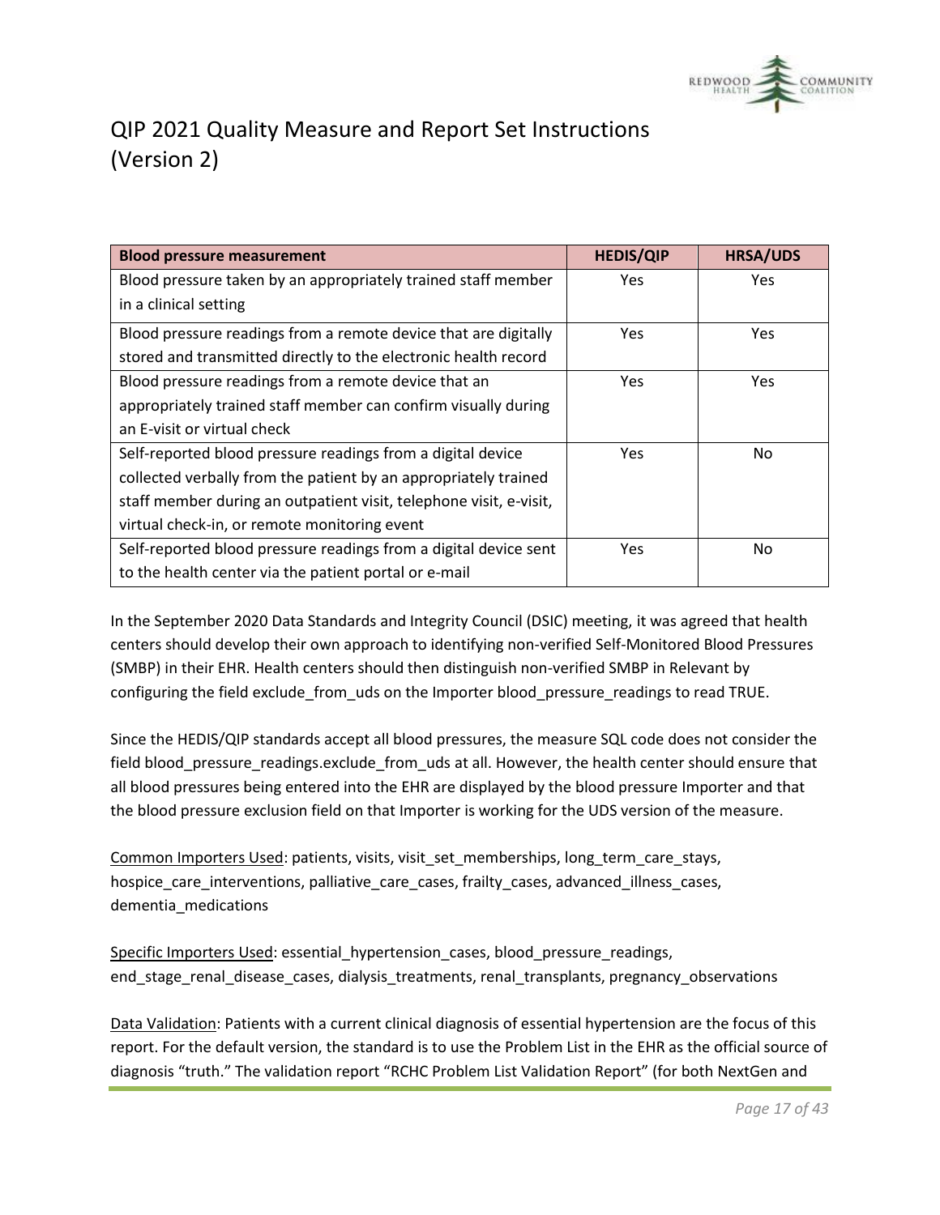# QIP 2021 Quality Measure and Report Set Instructions (Version 2)

| Blood pressure measurement | HEDIS/QIP | HRSA/UDS |
|---|---|---|
| Blood pressure taken by an appropriately trained staff member in a clinical setting | Yes | Yes |
| Blood pressure readings from a remote device that are digitally stored and transmitted directly to the electronic health record | Yes | Yes |
| Blood pressure readings from a remote device that an appropriately trained staff member can confirm visually during an E-visit or virtual check | Yes | Yes |
| Self-reported blood pressure readings from a digital device collected verbally from the patient by an appropriately trained staff member during an outpatient visit, telephone visit, e-visit, virtual check-in, or remote monitoring event | Yes | No |
| Self-reported blood pressure readings from a digital device sent to the health center via the patient portal or e-mail | Yes | No |

In the September 2020 Data Standards and Integrity Council (DSIC) meeting, it was agreed that health centers should develop their own approach to identifying non-verified Self-Monitored Blood Pressures (SMBP) in their EHR. Health centers should then distinguish non-verified SMBP in Relevant by configuring the field exclude_from_uds on the Importer blood_pressure_readings to read TRUE.

Since the HEDIS/QIP standards accept all blood pressures, the measure SQL code does not consider the field blood_pressure_readings.exclude_from_uds at all. However, the health center should ensure that all blood pressures being entered into the EHR are displayed by the blood pressure Importer and that the blood pressure exclusion field on that Importer is working for the UDS version of the measure.

Common Importers Used: patients, visits, visit_set_memberships, long_term_care_stays, hospice_care_interventions, palliative_care_cases, frailty_cases, advanced_illness_cases, dementia_medications

Specific Importers Used: essential_hypertension_cases, blood_pressure_readings, end_stage_renal_disease_cases, dialysis_treatments, renal_transplants, pregnancy_observations

Data Validation: Patients with a current clinical diagnosis of essential hypertension are the focus of this report. For the default version, the standard is to use the Problem List in the EHR as the official source of diagnosis "truth." The validation report "RCHC Problem List Validation Report" (for both NextGen and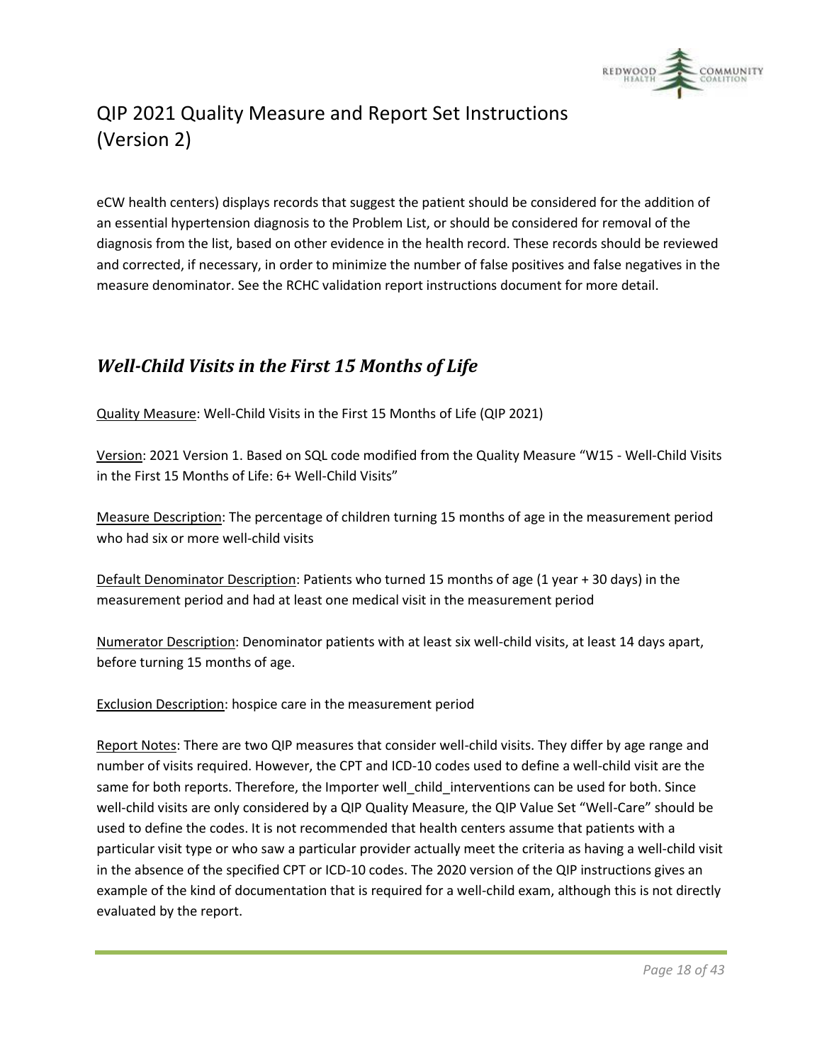eCW health centers) displays records that suggest the patient should be considered for the addition of an essential hypertension diagnosis to the Problem List, or should be considered for removal of the diagnosis from the list, based on other evidence in the health record. These records should be reviewed and corrected, if necessary, in order to minimize the number of false positives and false negatives in the measure denominator. See the RCHC validation report instructions document for more detail.

## *Well-Child Visits in the First 15 Months of Life*

Quality Measure: Well-Child Visits in the First 15 Months of Life (QIP 2021)

Version: 2021 Version 1. Based on SQL code modified from the Quality Measure "W15 - Well-Child Visits in the First 15 Months of Life: 6+ Well-Child Visits"

Measure Description: The percentage of children turning 15 months of age in the measurement period who had six or more well-child visits

Default Denominator Description: Patients who turned 15 months of age (1 year + 30 days) in the measurement period and had at least one medical visit in the measurement period

Numerator Description: Denominator patients with at least six well-child visits, at least 14 days apart, before turning 15 months of age.

Exclusion Description: hospice care in the measurement period

Report Notes: There are two QIP measures that consider well-child visits. They differ by age range and number of visits required. However, the CPT and ICD-10 codes used to define a well-child visit are the same for both reports. Therefore, the Importer well_child_interventions can be used for both. Since well-child visits are only considered by a QIP Quality Measure, the QIP Value Set "Well-Care" should be used to define the codes. It is not recommended that health centers assume that patients with a particular visit type or who saw a particular provider actually meet the criteria as having a well-child visit in the absence of the specified CPT or ICD-10 codes. The 2020 version of the QIP instructions gives an example of the kind of documentation that is required for a well-child exam, although this is not directly evaluated by the report.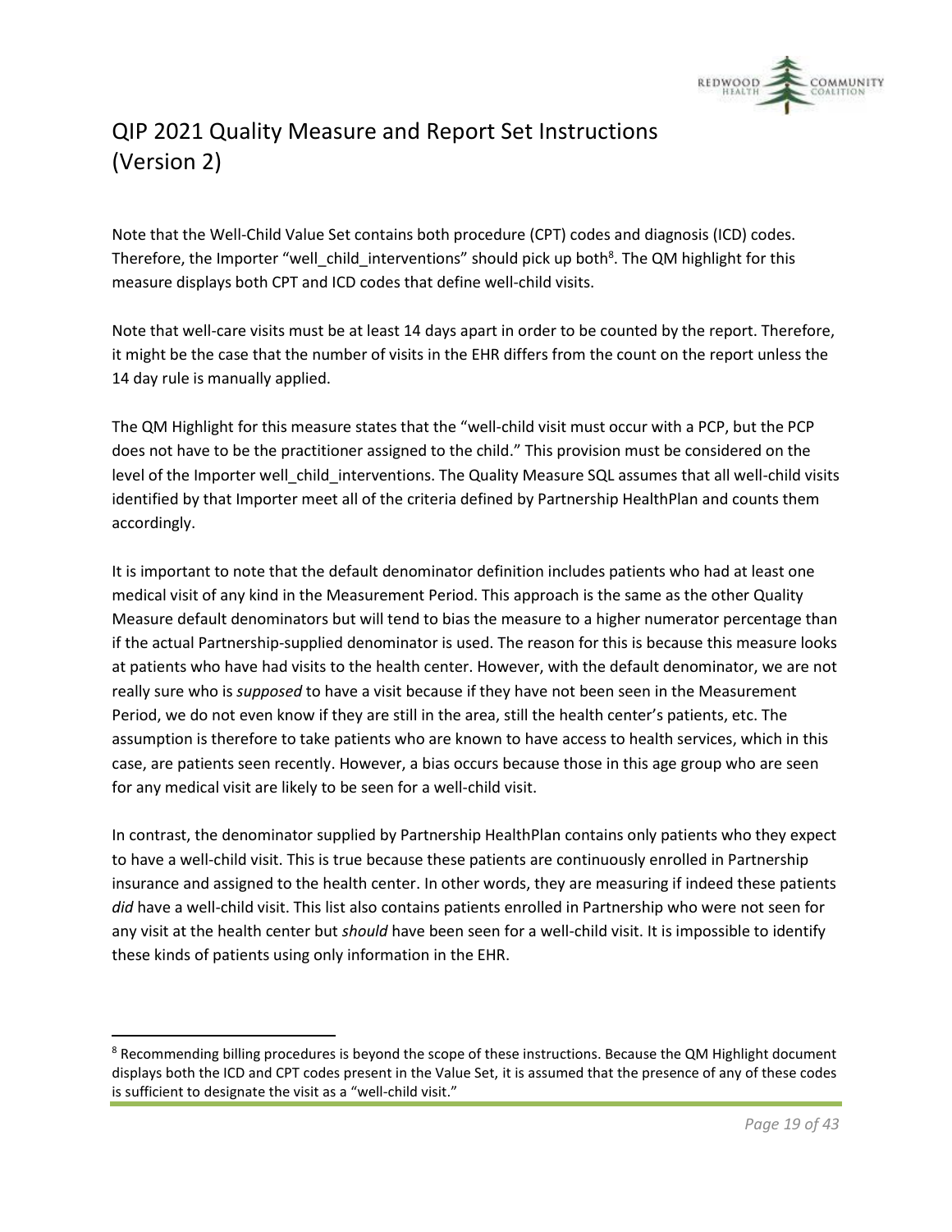Note that the Well-Child Value Set contains both procedure (CPT) codes and diagnosis (ICD) codes. Therefore, the Importer "well_child_interventions" should pick up both[8]. The QM highlight for this measure displays both CPT and ICD codes that define well-child visits.

Note that well-care visits must be at least 14 days apart in order to be counted by the report. Therefore, it might be the case that the number of visits in the EHR differs from the count on the report unless the 14 day rule is manually applied.

The QM Highlight for this measure states that the "well-child visit must occur with a PCP, but the PCP does not have to be the practitioner assigned to the child." This provision must be considered on the level of the Importer well_child_interventions. The Quality Measure SQL assumes that all well-child visits identified by that Importer meet all of the criteria defined by Partnership HealthPlan and counts them accordingly.

It is important to note that the default denominator definition includes patients who had at least one medical visit of any kind in the Measurement Period. This approach is the same as the other Quality Measure default denominators but will tend to bias the measure to a higher numerator percentage than if the actual Partnership-supplied denominator is used. The reason for this is because this measure looks at patients who have had visits to the health center. However, with the default denominator, we are not really sure who is *supposed* to have a visit because if they have not been seen in the Measurement Period, we do not even know if they are still in the area, still the health center's patients, etc. The assumption is therefore to take patients who are known to have access to health services, which in this case, are patients seen recently. However, a bias occurs because those in this age group who are seen for any medical visit are likely to be seen for a well-child visit.

In contrast, the denominator supplied by Partnership HealthPlan contains only patients who they expect to have a well-child visit. This is true because these patients are continuously enrolled in Partnership insurance and assigned to the health center. In other words, they are measuring if indeed these patients *did* have a well-child visit. This list also contains patients enrolled in Partnership who were not seen for any visit at the health center but *should* have been seen for a well-child visit. It is impossible to identify these kinds of patients using only information in the EHR.

[8] Recommending billing procedures is beyond the scope of these instructions. Because the QM Highlight document displays both the ICD and CPT codes present in the Value Set, it is assumed that the presence of any of these codes is sufficient to designate the visit as a "well-child visit."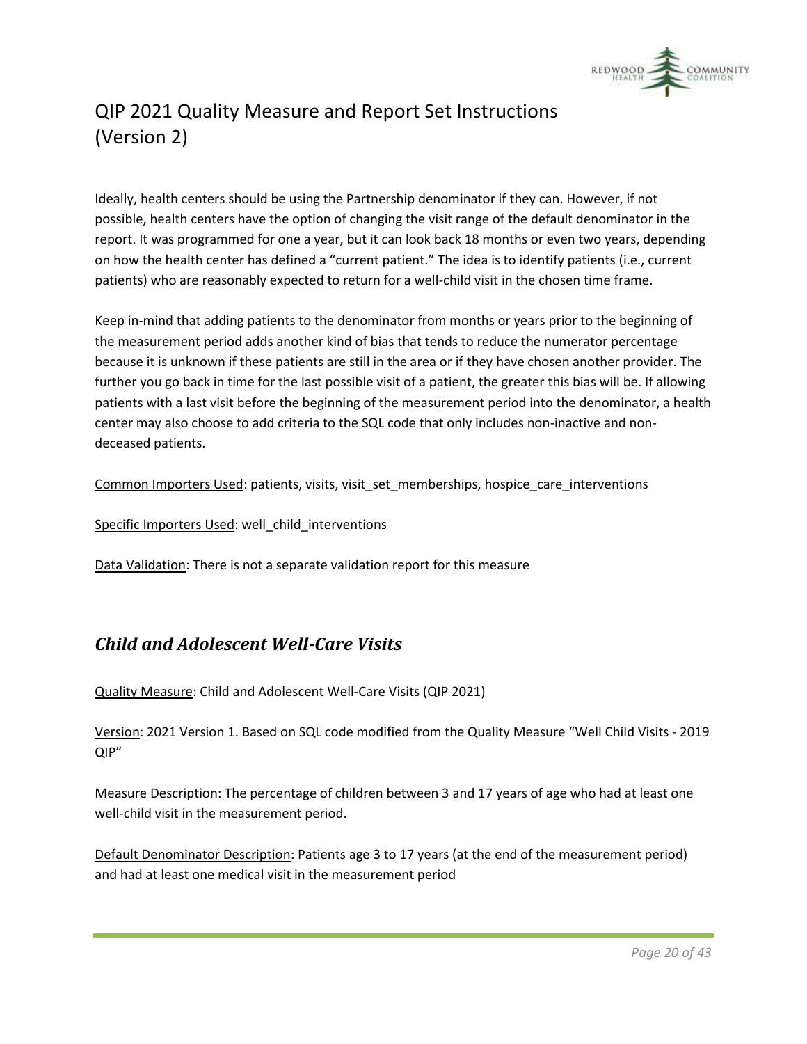Ideally, health centers should be using the Partnership denominator if they can. However, if not possible, health centers have the option of changing the visit range of the default denominator in the report. It was programmed for one a year, but it can look back 18 months or even two years, depending on how the health center has defined a "current patient." The idea is to identify patients (i.e., current patients) who are reasonably expected to return for a well-child visit in the chosen time frame.

Keep in-mind that adding patients to the denominator from months or years prior to the beginning of the measurement period adds another kind of bias that tends to reduce the numerator percentage because it is unknown if these patients are still in the area or if they have chosen another provider. The further you go back in time for the last possible visit of a patient, the greater this bias will be. If allowing patients with a last visit before the beginning of the measurement period into the denominator, a health center may also choose to add criteria to the SQL code that only includes non-inactive and non-deceased patients.

Common Importers Used: patients, visits, visit_set_memberships, hospice_care_interventions

Specific Importers Used: well_child_interventions

Data Validation: There is not a separate validation report for this measure

## *Child and Adolescent Well-Care Visits*

Quality Measure: Child and Adolescent Well-Care Visits (QIP 2021)

Version: 2021 Version 1. Based on SQL code modified from the Quality Measure "Well Child Visits - 2019 QIP"

Measure Description: The percentage of children between 3 and 17 years of age who had at least one well-child visit in the measurement period.

Default Denominator Description: Patients age 3 to 17 years (at the end of the measurement period) and had at least one medical visit in the measurement period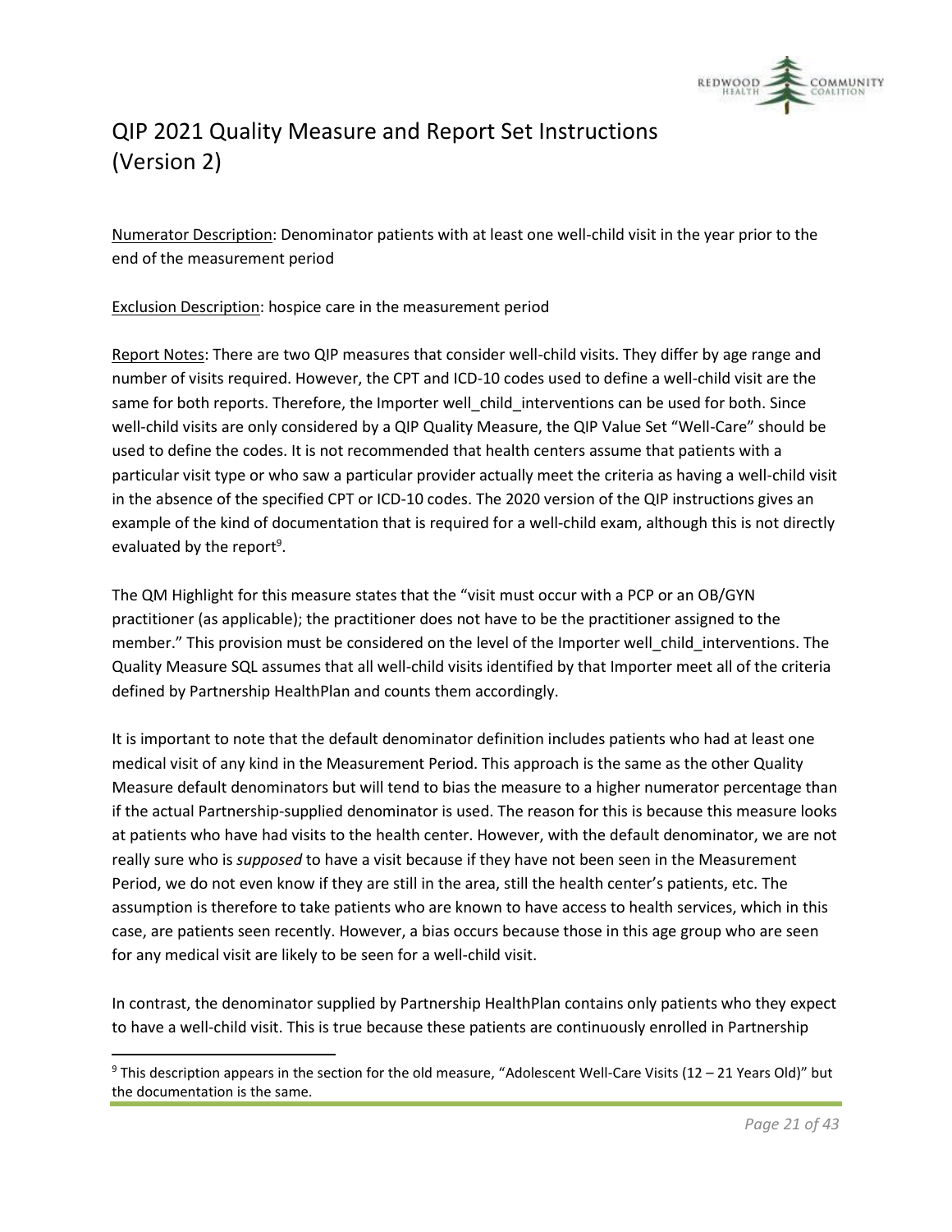Numerator Description: Denominator patients with at least one well-child visit in the year prior to the end of the measurement period

Exclusion Description: hospice care in the measurement period

Report Notes: There are two QIP measures that consider well-child visits. They differ by age range and number of visits required. However, the CPT and ICD-10 codes used to define a well-child visit are the same for both reports. Therefore, the Importer well_child_interventions can be used for both. Since well-child visits are only considered by a QIP Quality Measure, the QIP Value Set "Well-Care" should be used to define the codes. It is not recommended that health centers assume that patients with a particular visit type or who saw a particular provider actually meet the criteria as having a well-child visit in the absence of the specified CPT or ICD-10 codes. The 2020 version of the QIP instructions gives an example of the kind of documentation that is required for a well-child exam, although this is not directly evaluated by the report[9].

The QM Highlight for this measure states that the "visit must occur with a PCP or an OB/GYN practitioner (as applicable); the practitioner does not have to be the practitioner assigned to the member." This provision must be considered on the level of the Importer well_child_interventions. The Quality Measure SQL assumes that all well-child visits identified by that Importer meet all of the criteria defined by Partnership HealthPlan and counts them accordingly.

It is important to note that the default denominator definition includes patients who had at least one medical visit of any kind in the Measurement Period. This approach is the same as the other Quality Measure default denominators but will tend to bias the measure to a higher numerator percentage than if the actual Partnership-supplied denominator is used. The reason for this is because this measure looks at patients who have had visits to the health center. However, with the default denominator, we are not really sure who is *supposed* to have a visit because if they have not been seen in the Measurement Period, we do not even know if they are still in the area, still the health center's patients, etc. The assumption is therefore to take patients who are known to have access to health services, which in this case, are patients seen recently. However, a bias occurs because those in this age group who are seen for any medical visit are likely to be seen for a well-child visit.

In contrast, the denominator supplied by Partnership HealthPlan contains only patients who they expect to have a well-child visit. This is true because these patients are continuously enrolled in Partnership

[9] This description appears in the section for the old measure, "Adolescent Well-Care Visits (12 – 21 Years Old)" but the documentation is the same.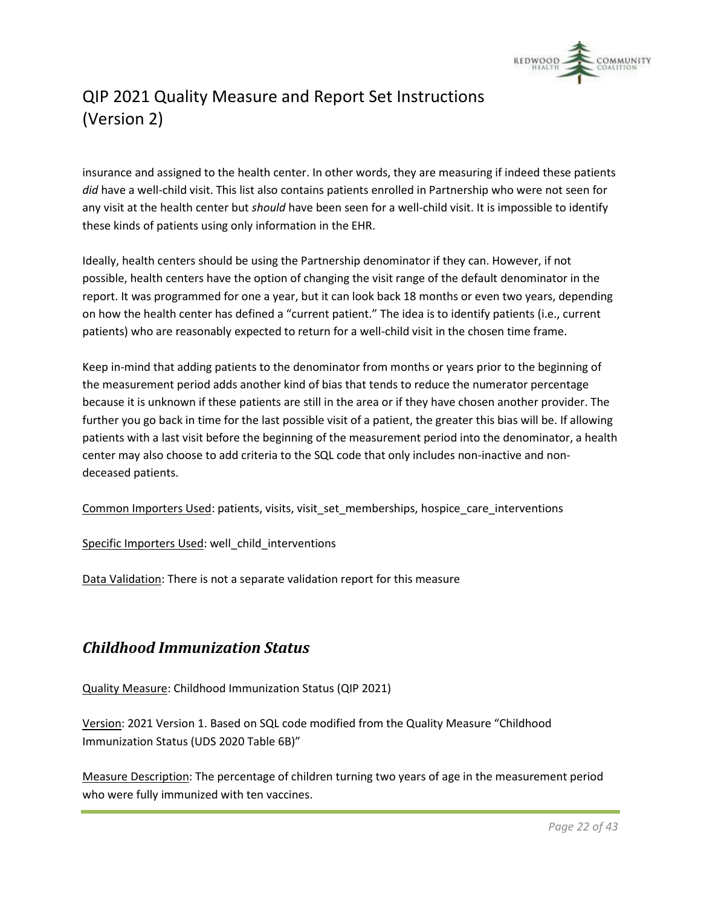insurance and assigned to the health center. In other words, they are measuring if indeed these patients *did* have a well-child visit. This list also contains patients enrolled in Partnership who were not seen for any visit at the health center but *should* have been seen for a well-child visit. It is impossible to identify these kinds of patients using only information in the EHR.

Ideally, health centers should be using the Partnership denominator if they can. However, if not possible, health centers have the option of changing the visit range of the default denominator in the report. It was programmed for one a year, but it can look back 18 months or even two years, depending on how the health center has defined a "current patient." The idea is to identify patients (i.e., current patients) who are reasonably expected to return for a well-child visit in the chosen time frame.

Keep in-mind that adding patients to the denominator from months or years prior to the beginning of the measurement period adds another kind of bias that tends to reduce the numerator percentage because it is unknown if these patients are still in the area or if they have chosen another provider. The further you go back in time for the last possible visit of a patient, the greater this bias will be. If allowing patients with a last visit before the beginning of the measurement period into the denominator, a health center may also choose to add criteria to the SQL code that only includes non-inactive and non-deceased patients.

Common Importers Used: patients, visits, visit_set_memberships, hospice_care_interventions

Specific Importers Used: well_child_interventions

Data Validation: There is not a separate validation report for this measure

## *Childhood Immunization Status*

Quality Measure: Childhood Immunization Status (QIP 2021)

Version: 2021 Version 1. Based on SQL code modified from the Quality Measure "Childhood Immunization Status (UDS 2020 Table 6B)"

Measure Description: The percentage of children turning two years of age in the measurement period who were fully immunized with ten vaccines.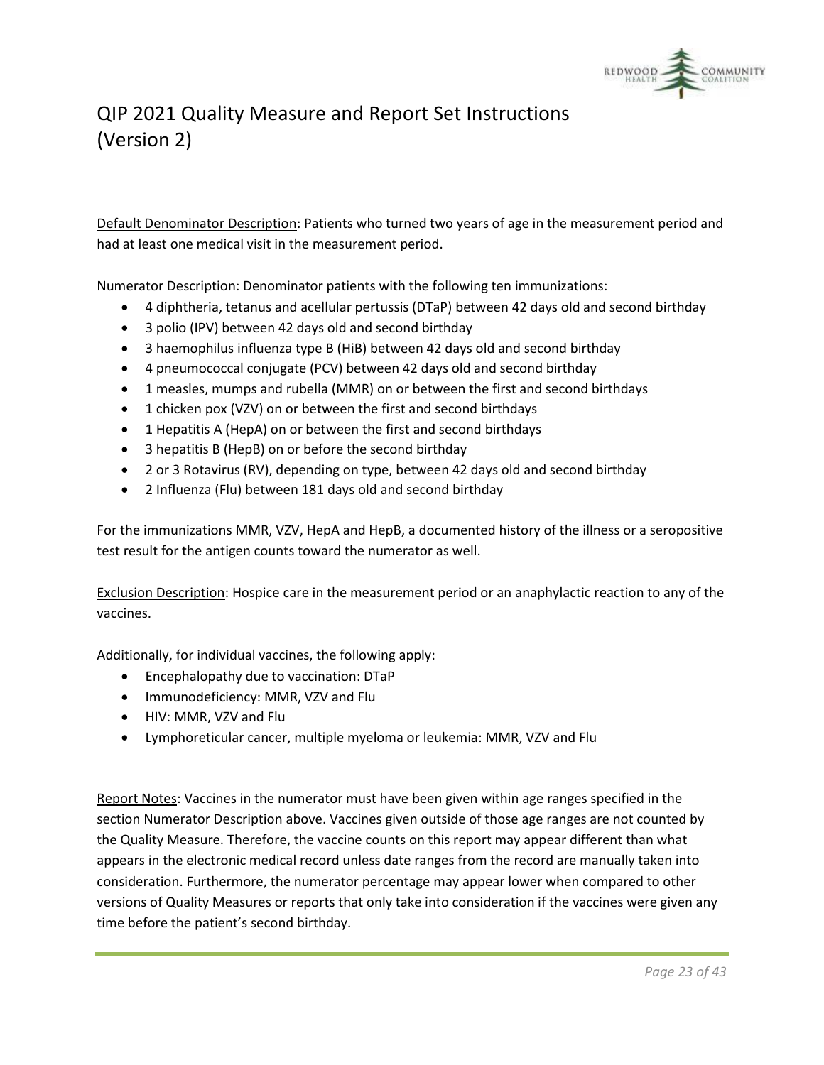Default Denominator Description: Patients who turned two years of age in the measurement period and had at least one medical visit in the measurement period.

Numerator Description: Denominator patients with the following ten immunizations:

- 4 diphtheria, tetanus and acellular pertussis (DTaP) between 42 days old and second birthday
- 3 polio (IPV) between 42 days old and second birthday
- 3 haemophilus influenza type B (HiB) between 42 days old and second birthday
- 4 pneumococcal conjugate (PCV) between 42 days old and second birthday
- 1 measles, mumps and rubella (MMR) on or between the first and second birthdays
- 1 chicken pox (VZV) on or between the first and second birthdays
- 1 Hepatitis A (HepA) on or between the first and second birthdays
- 3 hepatitis B (HepB) on or before the second birthday
- 2 or 3 Rotavirus (RV), depending on type, between 42 days old and second birthday
- 2 Influenza (Flu) between 181 days old and second birthday

For the immunizations MMR, VZV, HepA and HepB, a documented history of the illness or a seropositive test result for the antigen counts toward the numerator as well.

Exclusion Description: Hospice care in the measurement period or an anaphylactic reaction to any of the vaccines.

Additionally, for individual vaccines, the following apply:

- Encephalopathy due to vaccination: DTaP
- Immunodeficiency: MMR, VZV and Flu
- HIV: MMR, VZV and Flu
- Lymphoreticular cancer, multiple myeloma or leukemia: MMR, VZV and Flu

Report Notes: Vaccines in the numerator must have been given within age ranges specified in the section Numerator Description above. Vaccines given outside of those age ranges are not counted by the Quality Measure. Therefore, the vaccine counts on this report may appear different than what appears in the electronic medical record unless date ranges from the record are manually taken into consideration. Furthermore, the numerator percentage may appear lower when compared to other versions of Quality Measures or reports that only take into consideration if the vaccines were given any time before the patient's second birthday.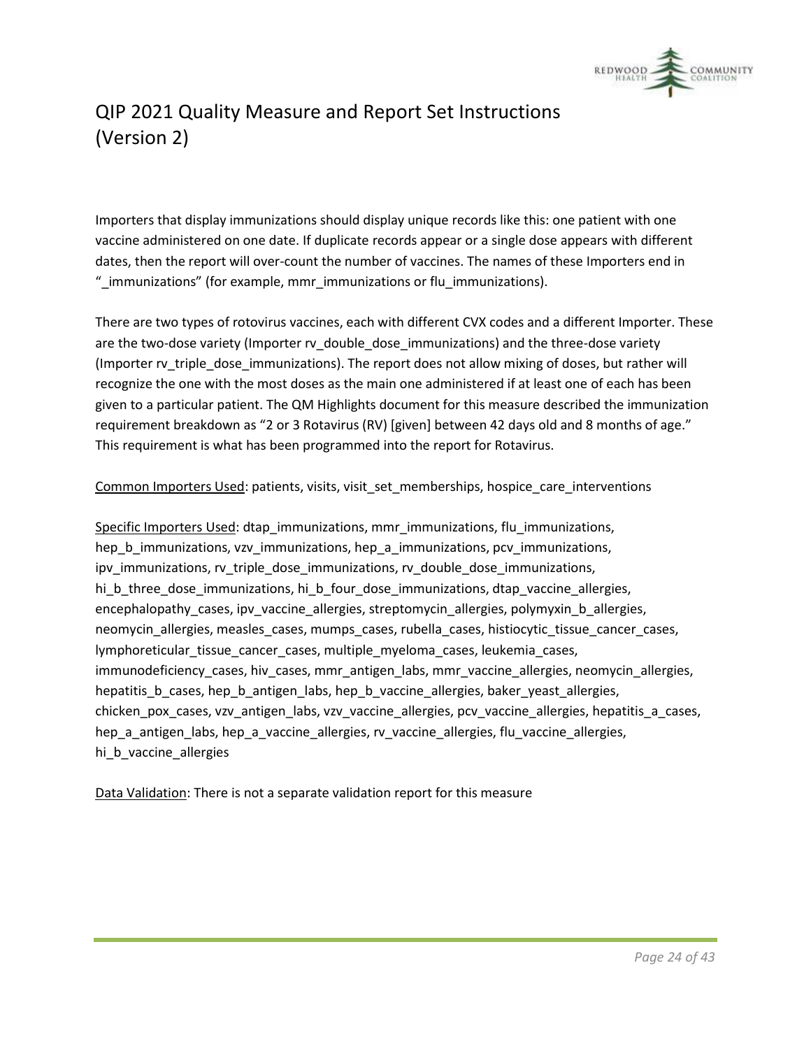Importers that display immunizations should display unique records like this: one patient with one vaccine administered on one date. If duplicate records appear or a single dose appears with different dates, then the report will over-count the number of vaccines. The names of these Importers end in "_immunizations" (for example, mmr_immunizations or flu_immunizations).

There are two types of rotovirus vaccines, each with different CVX codes and a different Importer. These are the two-dose variety (Importer rv_double_dose_immunizations) and the three-dose variety (Importer rv_triple_dose_immunizations). The report does not allow mixing of doses, but rather will recognize the one with the most doses as the main one administered if at least one of each has been given to a particular patient. The QM Highlights document for this measure described the immunization requirement breakdown as "2 or 3 Rotavirus (RV) [given] between 42 days old and 8 months of age." This requirement is what has been programmed into the report for Rotavirus.

<u>Common Importers Used</u>: patients, visits, visit_set_memberships, hospice_care_interventions

<u>Specific Importers Used</u>: dtap_immunizations, mmr_immunizations, flu_immunizations, hep_b_immunizations, vzv_immunizations, hep_a_immunizations, pcv_immunizations, ipv_immunizations, rv_triple_dose_immunizations, rv_double_dose_immunizations, hi_b_three_dose_immunizations, hi_b_four_dose_immunizations, dtap_vaccine_allergies, encephalopathy_cases, ipv_vaccine_allergies, streptomycin_allergies, polymyxin_b_allergies, neomycin_allergies, measles_cases, mumps_cases, rubella_cases, histiocytic_tissue_cancer_cases, lymphoreticular_tissue_cancer_cases, multiple_myeloma_cases, leukemia_cases, immunodeficiency_cases, hiv_cases, mmr_antigen_labs, mmr_vaccine_allergies, neomycin_allergies, hepatitis_b_cases, hep_b_antigen_labs, hep_b_vaccine_allergies, baker_yeast_allergies, chicken_pox_cases, vzv_antigen_labs, vzv_vaccine_allergies, pcv_vaccine_allergies, hepatitis_a_cases, hep_a_antigen_labs, hep_a_vaccine_allergies, rv_vaccine_allergies, flu_vaccine_allergies, hi_b_vaccine_allergies

<u>Data Validation</u>: There is not a separate validation report for this measure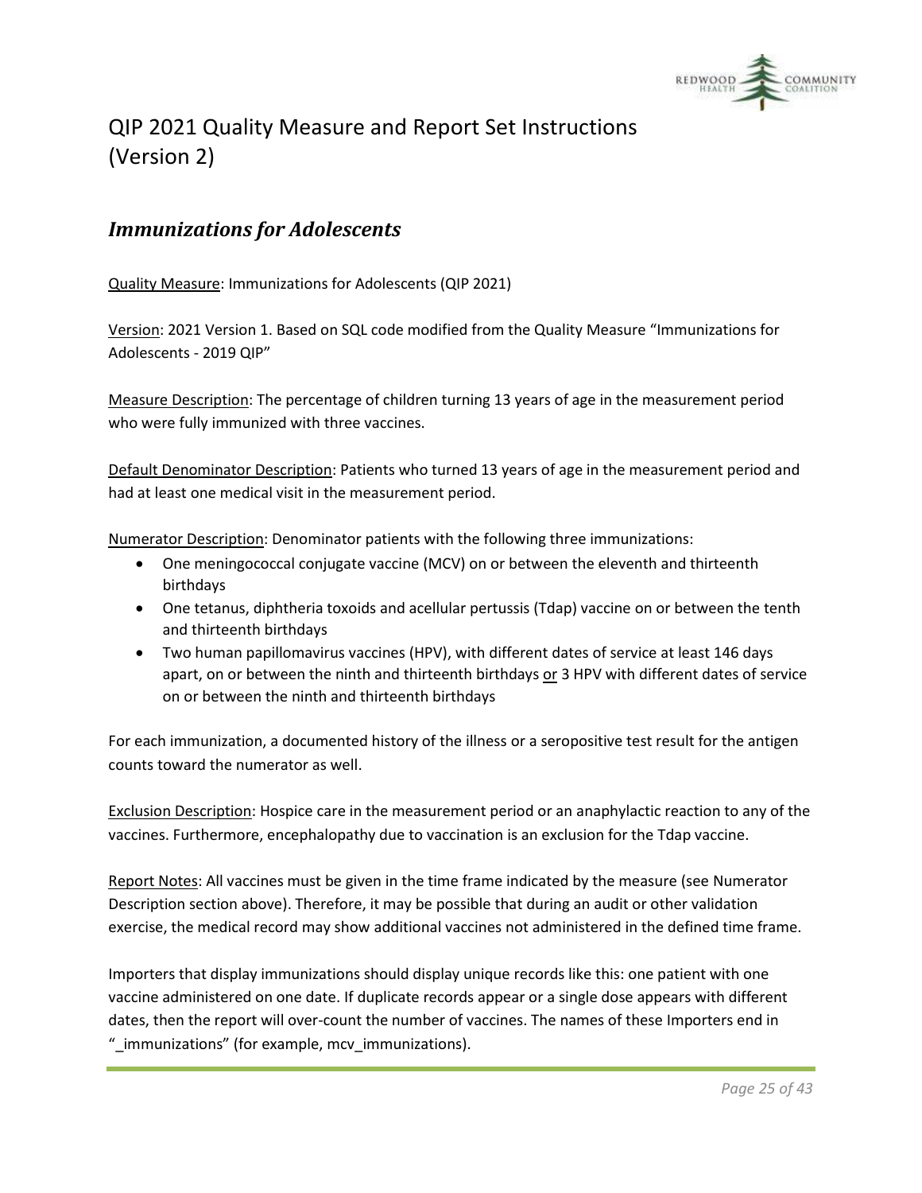# QIP 2021 Quality Measure and Report Set Instructions (Version 2)

## *Immunizations for Adolescents*

Quality Measure: Immunizations for Adolescents (QIP 2021)

Version: 2021 Version 1. Based on SQL code modified from the Quality Measure "Immunizations for Adolescents - 2019 QIP"

Measure Description: The percentage of children turning 13 years of age in the measurement period who were fully immunized with three vaccines.

Default Denominator Description: Patients who turned 13 years of age in the measurement period and had at least one medical visit in the measurement period.

Numerator Description: Denominator patients with the following three immunizations:

- One meningococcal conjugate vaccine (MCV) on or between the eleventh and thirteenth birthdays
- One tetanus, diphtheria toxoids and acellular pertussis (Tdap) vaccine on or between the tenth and thirteenth birthdays
- Two human papillomavirus vaccines (HPV), with different dates of service at least 146 days apart, on or between the ninth and thirteenth birthdays or 3 HPV with different dates of service on or between the ninth and thirteenth birthdays

For each immunization, a documented history of the illness or a seropositive test result for the antigen counts toward the numerator as well.

Exclusion Description: Hospice care in the measurement period or an anaphylactic reaction to any of the vaccines. Furthermore, encephalopathy due to vaccination is an exclusion for the Tdap vaccine.

Report Notes: All vaccines must be given in the time frame indicated by the measure (see Numerator Description section above). Therefore, it may be possible that during an audit or other validation exercise, the medical record may show additional vaccines not administered in the defined time frame.

Importers that display immunizations should display unique records like this: one patient with one vaccine administered on one date. If duplicate records appear or a single dose appears with different dates, then the report will over-count the number of vaccines. The names of these Importers end in "_immunizations" (for example, mcv_immunizations).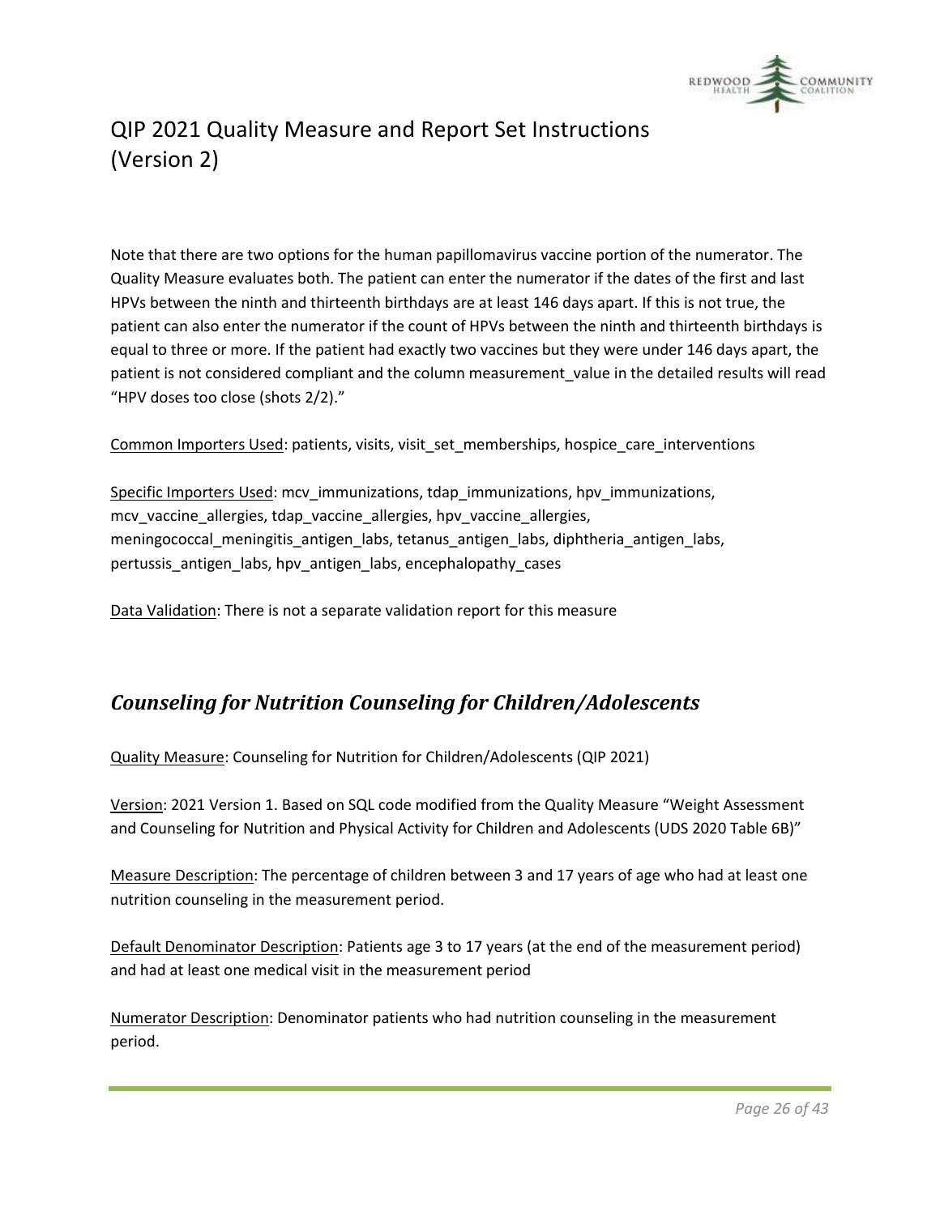Note that there are two options for the human papillomavirus vaccine portion of the numerator. The Quality Measure evaluates both. The patient can enter the numerator if the dates of the first and last HPVs between the ninth and thirteenth birthdays are at least 146 days apart. If this is not true, the patient can also enter the numerator if the count of HPVs between the ninth and thirteenth birthdays is equal to three or more. If the patient had exactly two vaccines but they were under 146 days apart, the patient is not considered compliant and the column measurement_value in the detailed results will read "HPV doses too close (shots 2/2)."

Common Importers Used: patients, visits, visit_set_memberships, hospice_care_interventions

Specific Importers Used: mcv_immunizations, tdap_immunizations, hpv_immunizations, mcv_vaccine_allergies, tdap_vaccine_allergies, hpv_vaccine_allergies, meningococcal_meningitis_antigen_labs, tetanus_antigen_labs, diphtheria_antigen_labs, pertussis_antigen_labs, hpv_antigen_labs, encephalopathy_cases

Data Validation: There is not a separate validation report for this measure

## *Counseling for Nutrition Counseling for Children/Adolescents*

Quality Measure: Counseling for Nutrition for Children/Adolescents (QIP 2021)

Version: 2021 Version 1. Based on SQL code modified from the Quality Measure "Weight Assessment and Counseling for Nutrition and Physical Activity for Children and Adolescents (UDS 2020 Table 6B)"

Measure Description: The percentage of children between 3 and 17 years of age who had at least one nutrition counseling in the measurement period.

Default Denominator Description: Patients age 3 to 17 years (at the end of the measurement period) and had at least one medical visit in the measurement period

Numerator Description: Denominator patients who had nutrition counseling in the measurement period.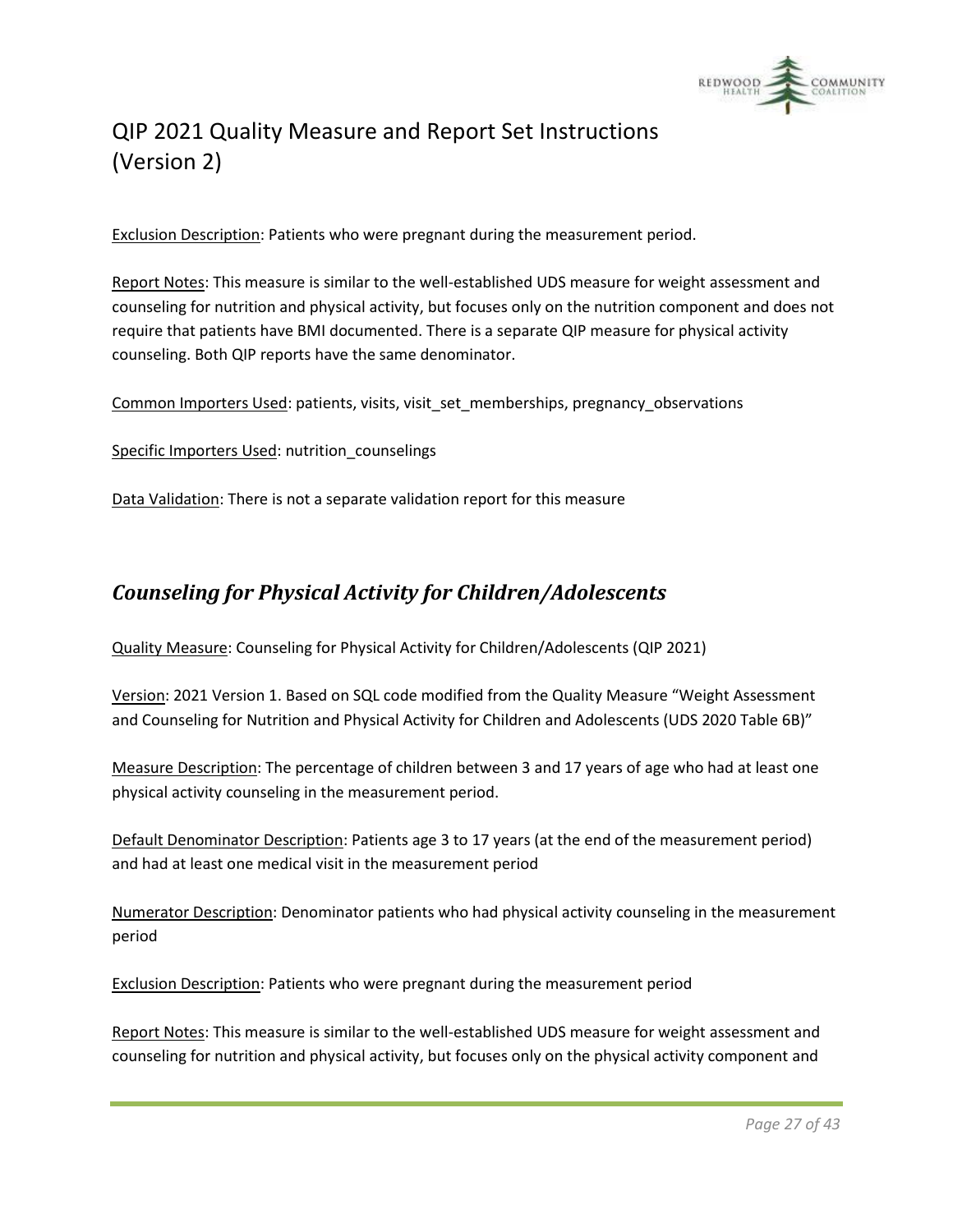Exclusion Description: Patients who were pregnant during the measurement period.

Report Notes: This measure is similar to the well-established UDS measure for weight assessment and counseling for nutrition and physical activity, but focuses only on the nutrition component and does not require that patients have BMI documented. There is a separate QIP measure for physical activity counseling. Both QIP reports have the same denominator.

Common Importers Used: patients, visits, visit_set_memberships, pregnancy_observations

Specific Importers Used: nutrition_counselings

Data Validation: There is not a separate validation report for this measure

## *Counseling for Physical Activity for Children/Adolescents*

Quality Measure: Counseling for Physical Activity for Children/Adolescents (QIP 2021)

Version: 2021 Version 1. Based on SQL code modified from the Quality Measure "Weight Assessment and Counseling for Nutrition and Physical Activity for Children and Adolescents (UDS 2020 Table 6B)"

Measure Description: The percentage of children between 3 and 17 years of age who had at least one physical activity counseling in the measurement period.

Default Denominator Description: Patients age 3 to 17 years (at the end of the measurement period) and had at least one medical visit in the measurement period

Numerator Description: Denominator patients who had physical activity counseling in the measurement period

Exclusion Description: Patients who were pregnant during the measurement period

Report Notes: This measure is similar to the well-established UDS measure for weight assessment and counseling for nutrition and physical activity, but focuses only on the physical activity component and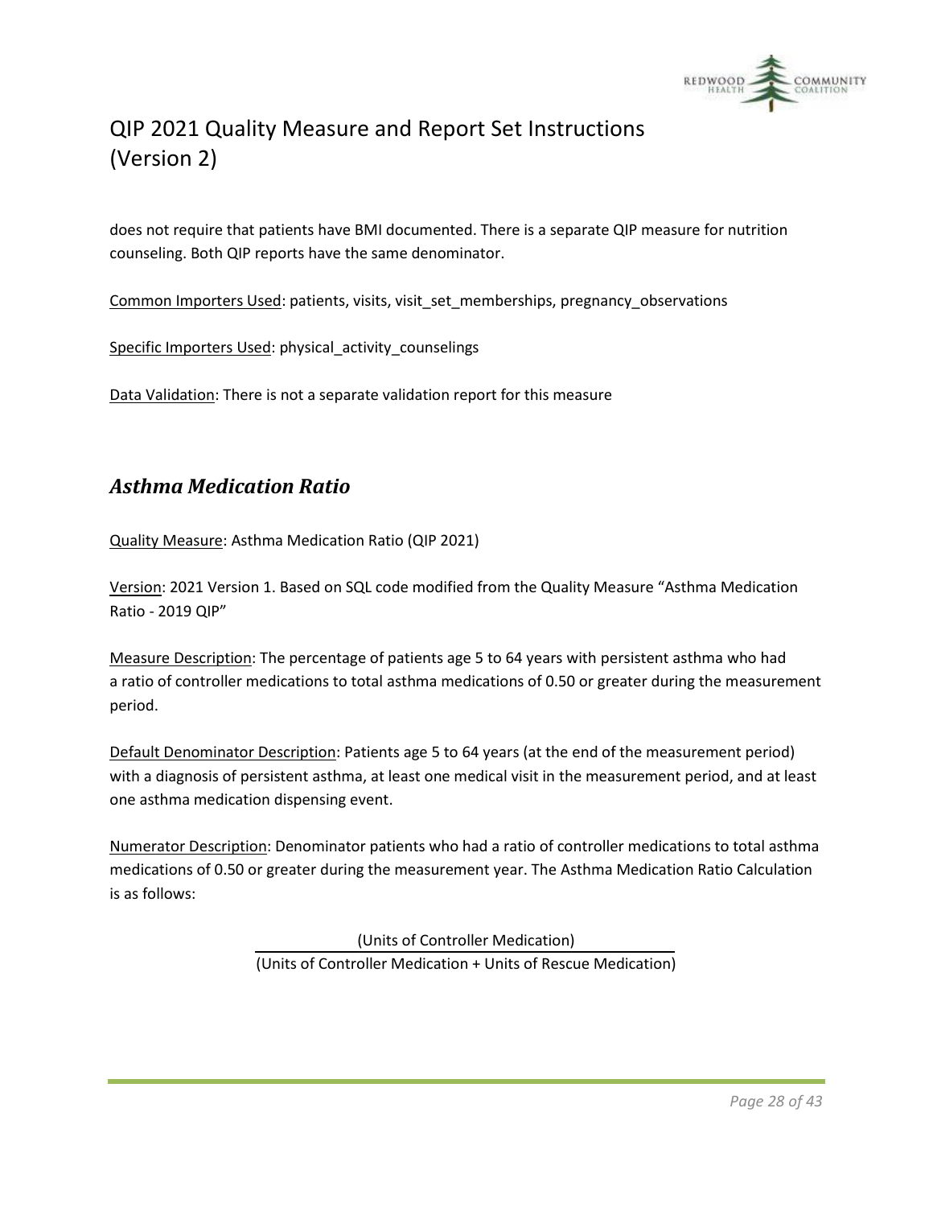does not require that patients have BMI documented. There is a separate QIP measure for nutrition counseling. Both QIP reports have the same denominator.

Common Importers Used: patients, visits, visit_set_memberships, pregnancy_observations

Specific Importers Used: physical_activity_counselings

Data Validation: There is not a separate validation report for this measure

## *Asthma Medication Ratio*

Quality Measure: Asthma Medication Ratio (QIP 2021)

Version: 2021 Version 1. Based on SQL code modified from the Quality Measure "Asthma Medication Ratio - 2019 QIP"

Measure Description: The percentage of patients age 5 to 64 years with persistent asthma who had a ratio of controller medications to total asthma medications of 0.50 or greater during the measurement period.

Default Denominator Description: Patients age 5 to 64 years (at the end of the measurement period) with a diagnosis of persistent asthma, at least one medical visit in the measurement period, and at least one asthma medication dispensing event.

Numerator Description: Denominator patients who had a ratio of controller medications to total asthma medications of 0.50 or greater during the measurement year. The Asthma Medication Ratio Calculation is as follows:

$$\frac{\text{(Units of Controller Medication)}}{\text{(Units of Controller Medication + Units of Rescue Medication)}}$$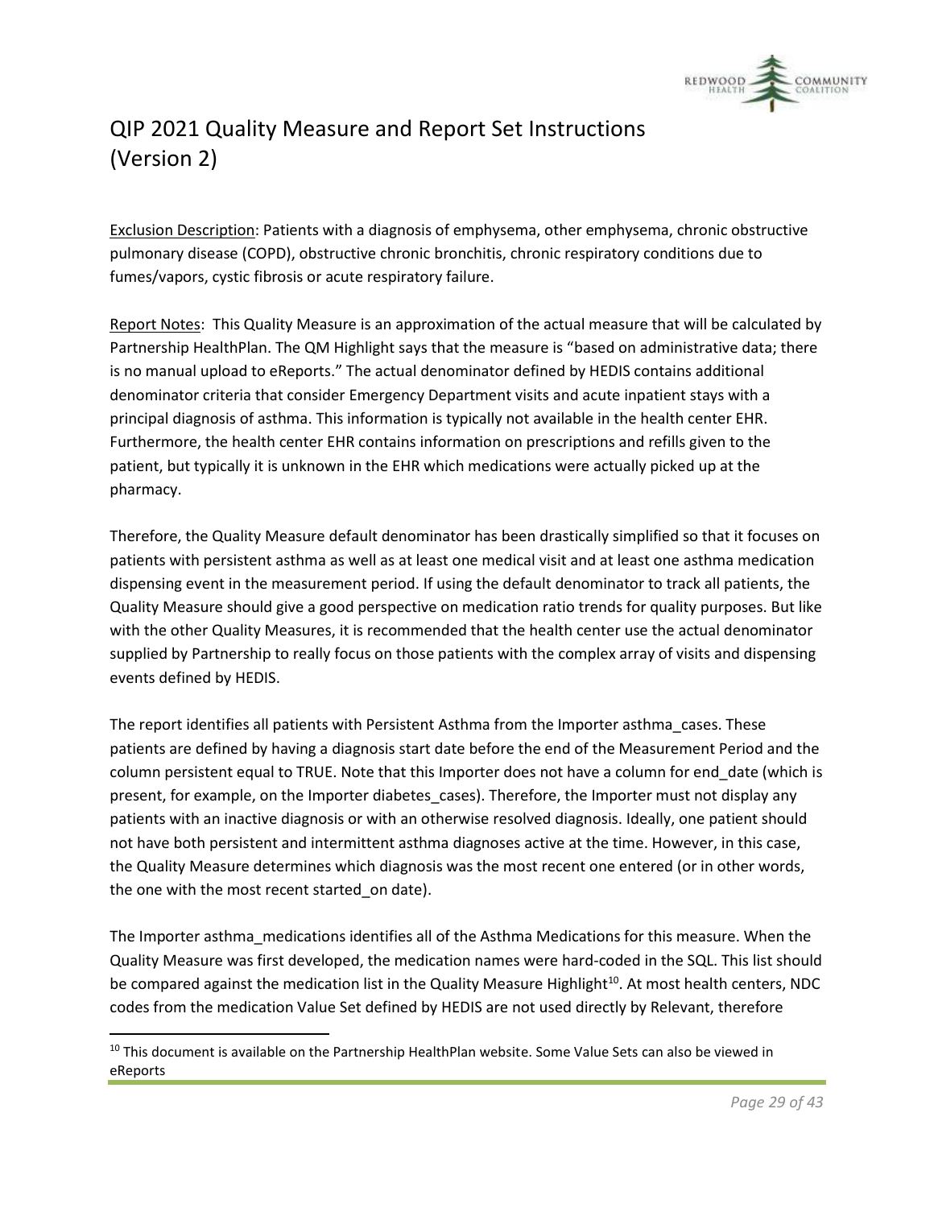Exclusion Description: Patients with a diagnosis of emphysema, other emphysema, chronic obstructive pulmonary disease (COPD), obstructive chronic bronchitis, chronic respiratory conditions due to fumes/vapors, cystic fibrosis or acute respiratory failure.

Report Notes: This Quality Measure is an approximation of the actual measure that will be calculated by Partnership HealthPlan. The QM Highlight says that the measure is "based on administrative data; there is no manual upload to eReports." The actual denominator defined by HEDIS contains additional denominator criteria that consider Emergency Department visits and acute inpatient stays with a principal diagnosis of asthma. This information is typically not available in the health center EHR. Furthermore, the health center EHR contains information on prescriptions and refills given to the patient, but typically it is unknown in the EHR which medications were actually picked up at the pharmacy.

Therefore, the Quality Measure default denominator has been drastically simplified so that it focuses on patients with persistent asthma as well as at least one medical visit and at least one asthma medication dispensing event in the measurement period. If using the default denominator to track all patients, the Quality Measure should give a good perspective on medication ratio trends for quality purposes. But like with the other Quality Measures, it is recommended that the health center use the actual denominator supplied by Partnership to really focus on those patients with the complex array of visits and dispensing events defined by HEDIS.

The report identifies all patients with Persistent Asthma from the Importer asthma_cases. These patients are defined by having a diagnosis start date before the end of the Measurement Period and the column persistent equal to TRUE. Note that this Importer does not have a column for end_date (which is present, for example, on the Importer diabetes_cases). Therefore, the Importer must not display any patients with an inactive diagnosis or with an otherwise resolved diagnosis. Ideally, one patient should not have both persistent and intermittent asthma diagnoses active at the time. However, in this case, the Quality Measure determines which diagnosis was the most recent one entered (or in other words, the one with the most recent started_on date).

The Importer asthma_medications identifies all of the Asthma Medications for this measure. When the Quality Measure was first developed, the medication names were hard-coded in the SQL. This list should be compared against the medication list in the Quality Measure Highlight[10]. At most health centers, NDC codes from the medication Value Set defined by HEDIS are not used directly by Relevant, therefore

[10] This document is available on the Partnership HealthPlan website. Some Value Sets can also be viewed in eReports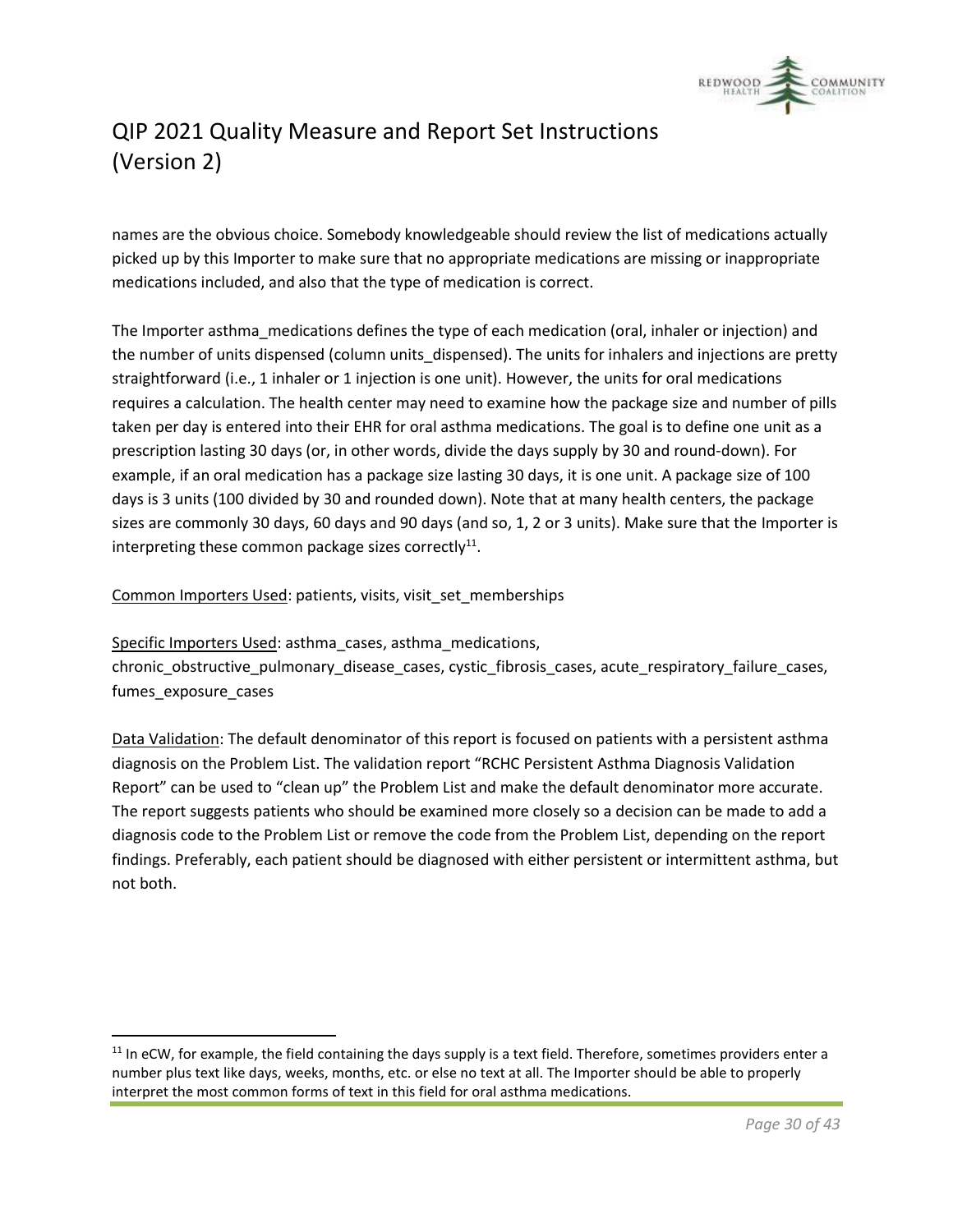names are the obvious choice. Somebody knowledgeable should review the list of medications actually picked up by this Importer to make sure that no appropriate medications are missing or inappropriate medications included, and also that the type of medication is correct.

The Importer asthma_medications defines the type of each medication (oral, inhaler or injection) and the number of units dispensed (column units_dispensed). The units for inhalers and injections are pretty straightforward (i.e., 1 inhaler or 1 injection is one unit). However, the units for oral medications requires a calculation. The health center may need to examine how the package size and number of pills taken per day is entered into their EHR for oral asthma medications. The goal is to define one unit as a prescription lasting 30 days (or, in other words, divide the days supply by 30 and round-down). For example, if an oral medication has a package size lasting 30 days, it is one unit. A package size of 100 days is 3 units (100 divided by 30 and rounded down). Note that at many health centers, the package sizes are commonly 30 days, 60 days and 90 days (and so, 1, 2 or 3 units). Make sure that the Importer is interpreting these common package sizes correctly[11].

<u>Common Importers Used</u>: patients, visits, visit_set_memberships

<u>Specific Importers Used</u>: asthma_cases, asthma_medications, chronic_obstructive_pulmonary_disease_cases, cystic_fibrosis_cases, acute_respiratory_failure_cases, fumes_exposure_cases

<u>Data Validation</u>: The default denominator of this report is focused on patients with a persistent asthma diagnosis on the Problem List. The validation report "RCHC Persistent Asthma Diagnosis Validation Report" can be used to "clean up" the Problem List and make the default denominator more accurate. The report suggests patients who should be examined more closely so a decision can be made to add a diagnosis code to the Problem List or remove the code from the Problem List, depending on the report findings. Preferably, each patient should be diagnosed with either persistent or intermittent asthma, but not both.

---

[11] In eCW, for example, the field containing the days supply is a text field. Therefore, sometimes providers enter a number plus text like days, weeks, months, etc. or else no text at all. The Importer should be able to properly interpret the most common forms of text in this field for oral asthma medications.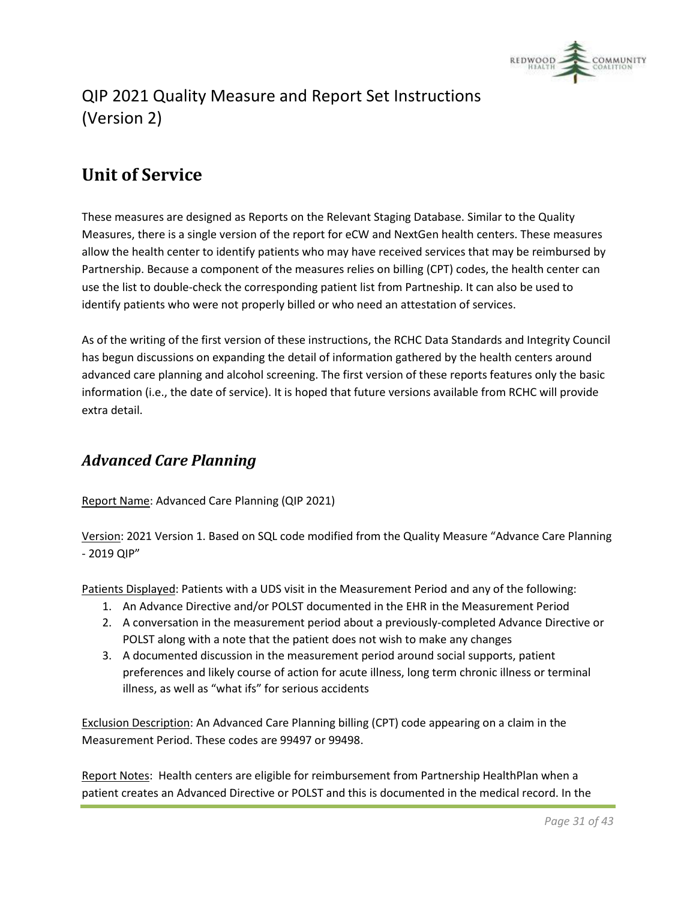# QIP 2021 Quality Measure and Report Set Instructions (Version 2)

## Unit of Service

These measures are designed as Reports on the Relevant Staging Database. Similar to the Quality Measures, there is a single version of the report for eCW and NextGen health centers. These measures allow the health center to identify patients who may have received services that may be reimbursed by Partnership. Because a component of the measures relies on billing (CPT) codes, the health center can use the list to double-check the corresponding patient list from Partneship. It can also be used to identify patients who were not properly billed or who need an attestation of services.

As of the writing of the first version of these instructions, the RCHC Data Standards and Integrity Council has begun discussions on expanding the detail of information gathered by the health centers around advanced care planning and alcohol screening. The first version of these reports features only the basic information (i.e., the date of service). It is hoped that future versions available from RCHC will provide extra detail.

### *Advanced Care Planning*

Report Name: Advanced Care Planning (QIP 2021)

Version: 2021 Version 1. Based on SQL code modified from the Quality Measure "Advance Care Planning - 2019 QIP"

Patients Displayed: Patients with a UDS visit in the Measurement Period and any of the following:

1. An Advance Directive and/or POLST documented in the EHR in the Measurement Period
2. A conversation in the measurement period about a previously-completed Advance Directive or POLST along with a note that the patient does not wish to make any changes
3. A documented discussion in the measurement period around social supports, patient preferences and likely course of action for acute illness, long term chronic illness or terminal illness, as well as "what ifs" for serious accidents

Exclusion Description: An Advanced Care Planning billing (CPT) code appearing on a claim in the Measurement Period. These codes are 99497 or 99498.

Report Notes: Health centers are eligible for reimbursement from Partnership HealthPlan when a patient creates an Advanced Directive or POLST and this is documented in the medical record. In the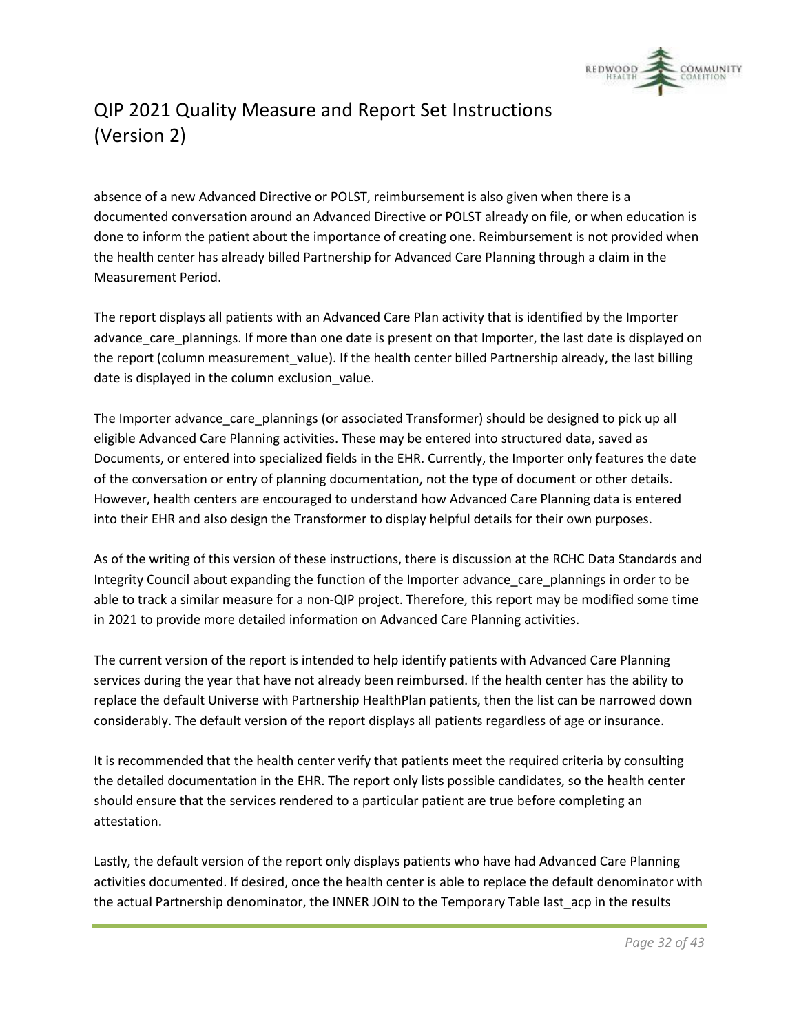absence of a new Advanced Directive or POLST, reimbursement is also given when there is a documented conversation around an Advanced Directive or POLST already on file, or when education is done to inform the patient about the importance of creating one. Reimbursement is not provided when the health center has already billed Partnership for Advanced Care Planning through a claim in the Measurement Period.

The report displays all patients with an Advanced Care Plan activity that is identified by the Importer advance_care_plannings. If more than one date is present on that Importer, the last date is displayed on the report (column measurement_value). If the health center billed Partnership already, the last billing date is displayed in the column exclusion_value.

The Importer advance_care_plannings (or associated Transformer) should be designed to pick up all eligible Advanced Care Planning activities. These may be entered into structured data, saved as Documents, or entered into specialized fields in the EHR. Currently, the Importer only features the date of the conversation or entry of planning documentation, not the type of document or other details. However, health centers are encouraged to understand how Advanced Care Planning data is entered into their EHR and also design the Transformer to display helpful details for their own purposes.

As of the writing of this version of these instructions, there is discussion at the RCHC Data Standards and Integrity Council about expanding the function of the Importer advance_care_plannings in order to be able to track a similar measure for a non-QIP project. Therefore, this report may be modified some time in 2021 to provide more detailed information on Advanced Care Planning activities.

The current version of the report is intended to help identify patients with Advanced Care Planning services during the year that have not already been reimbursed. If the health center has the ability to replace the default Universe with Partnership HealthPlan patients, then the list can be narrowed down considerably. The default version of the report displays all patients regardless of age or insurance.

It is recommended that the health center verify that patients meet the required criteria by consulting the detailed documentation in the EHR. The report only lists possible candidates, so the health center should ensure that the services rendered to a particular patient are true before completing an attestation.

Lastly, the default version of the report only displays patients who have had Advanced Care Planning activities documented. If desired, once the health center is able to replace the default denominator with the actual Partnership denominator, the INNER JOIN to the Temporary Table last_acp in the results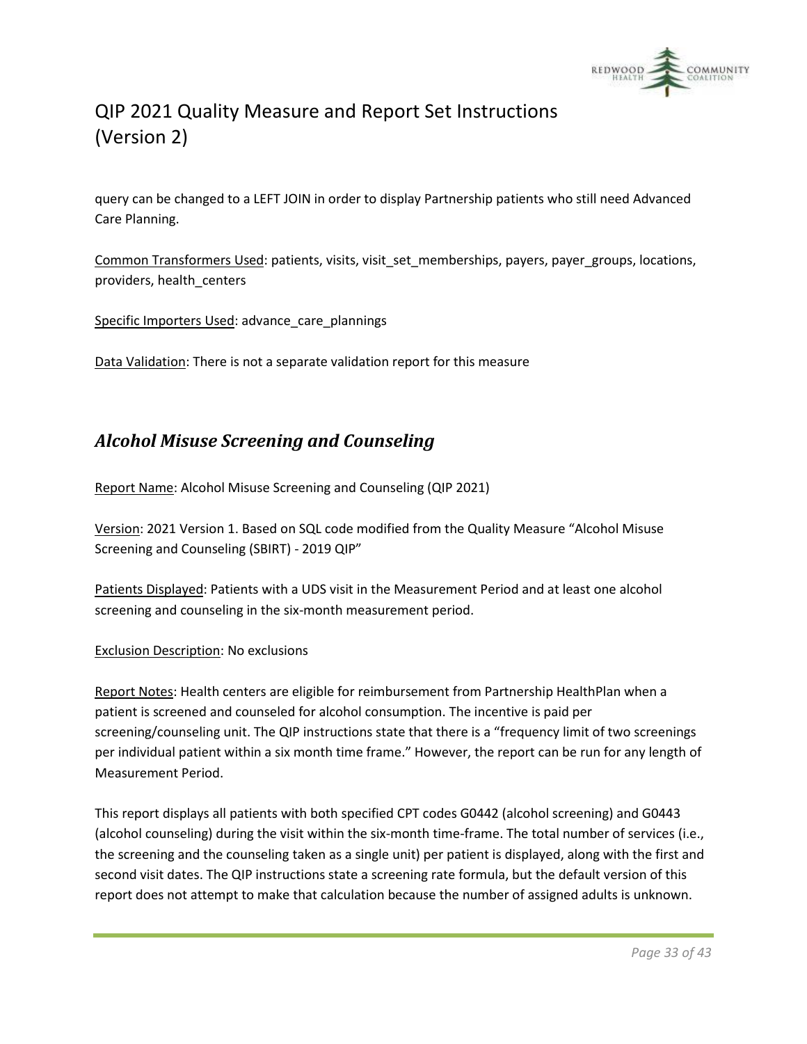query can be changed to a LEFT JOIN in order to display Partnership patients who still need Advanced Care Planning.

Common Transformers Used: patients, visits, visit_set_memberships, payers, payer_groups, locations, providers, health_centers

Specific Importers Used: advance_care_plannings

Data Validation: There is not a separate validation report for this measure

## *Alcohol Misuse Screening and Counseling*

Report Name: Alcohol Misuse Screening and Counseling (QIP 2021)

Version: 2021 Version 1. Based on SQL code modified from the Quality Measure "Alcohol Misuse Screening and Counseling (SBIRT) - 2019 QIP"

Patients Displayed: Patients with a UDS visit in the Measurement Period and at least one alcohol screening and counseling in the six-month measurement period.

Exclusion Description: No exclusions

Report Notes: Health centers are eligible for reimbursement from Partnership HealthPlan when a patient is screened and counseled for alcohol consumption. The incentive is paid per screening/counseling unit. The QIP instructions state that there is a "frequency limit of two screenings per individual patient within a six month time frame." However, the report can be run for any length of Measurement Period.

This report displays all patients with both specified CPT codes G0442 (alcohol screening) and G0443 (alcohol counseling) during the visit within the six-month time-frame. The total number of services (i.e., the screening and the counseling taken as a single unit) per patient is displayed, along with the first and second visit dates. The QIP instructions state a screening rate formula, but the default version of this report does not attempt to make that calculation because the number of assigned adults is unknown.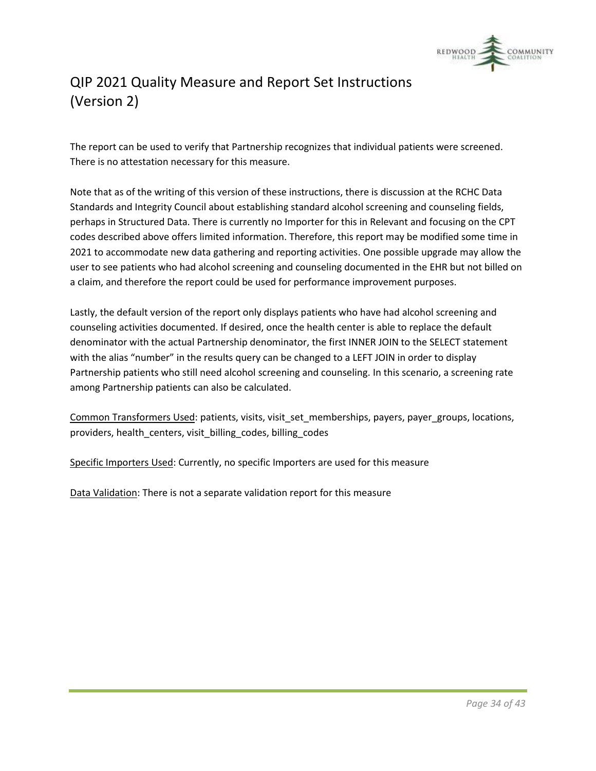The report can be used to verify that Partnership recognizes that individual patients were screened. There is no attestation necessary for this measure.

Note that as of the writing of this version of these instructions, there is discussion at the RCHC Data Standards and Integrity Council about establishing standard alcohol screening and counseling fields, perhaps in Structured Data. There is currently no Importer for this in Relevant and focusing on the CPT codes described above offers limited information. Therefore, this report may be modified some time in 2021 to accommodate new data gathering and reporting activities. One possible upgrade may allow the user to see patients who had alcohol screening and counseling documented in the EHR but not billed on a claim, and therefore the report could be used for performance improvement purposes.

Lastly, the default version of the report only displays patients who have had alcohol screening and counseling activities documented. If desired, once the health center is able to replace the default denominator with the actual Partnership denominator, the first INNER JOIN to the SELECT statement with the alias "number" in the results query can be changed to a LEFT JOIN in order to display Partnership patients who still need alcohol screening and counseling. In this scenario, a screening rate among Partnership patients can also be calculated.

<u>Common Transformers Used</u>: patients, visits, visit_set_memberships, payers, payer_groups, locations, providers, health_centers, visit_billing_codes, billing_codes

<u>Specific Importers Used</u>: Currently, no specific Importers are used for this measure

<u>Data Validation</u>: There is not a separate validation report for this measure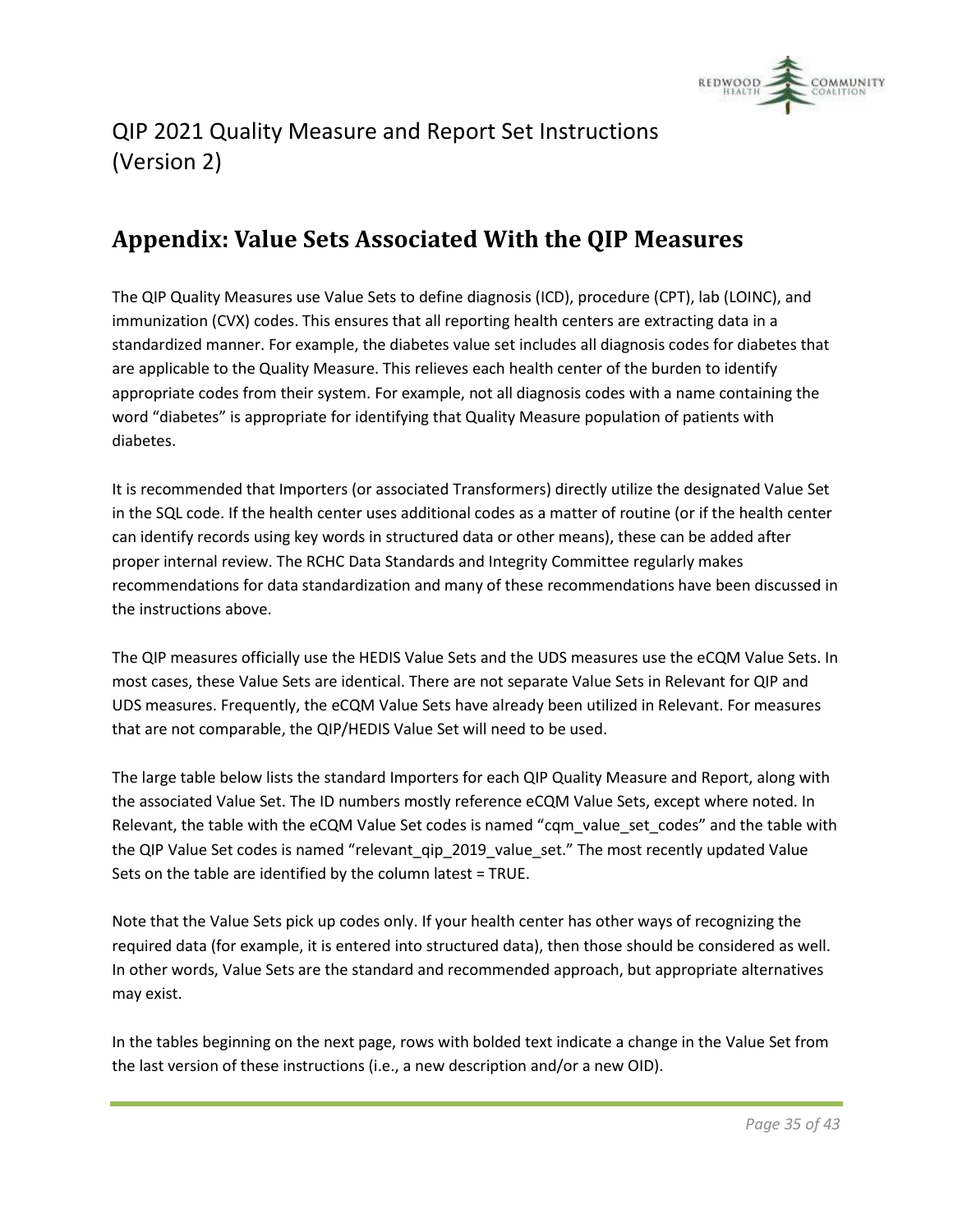# QIP 2021 Quality Measure and Report Set Instructions (Version 2)

## Appendix: Value Sets Associated With the QIP Measures

The QIP Quality Measures use Value Sets to define diagnosis (ICD), procedure (CPT), lab (LOINC), and immunization (CVX) codes. This ensures that all reporting health centers are extracting data in a standardized manner. For example, the diabetes value set includes all diagnosis codes for diabetes that are applicable to the Quality Measure. This relieves each health center of the burden to identify appropriate codes from their system. For example, not all diagnosis codes with a name containing the word "diabetes" is appropriate for identifying that Quality Measure population of patients with diabetes.

It is recommended that Importers (or associated Transformers) directly utilize the designated Value Set in the SQL code. If the health center uses additional codes as a matter of routine (or if the health center can identify records using key words in structured data or other means), these can be added after proper internal review. The RCHC Data Standards and Integrity Committee regularly makes recommendations for data standardization and many of these recommendations have been discussed in the instructions above.

The QIP measures officially use the HEDIS Value Sets and the UDS measures use the eCQM Value Sets. In most cases, these Value Sets are identical. There are not separate Value Sets in Relevant for QIP and UDS measures. Frequently, the eCQM Value Sets have already been utilized in Relevant. For measures that are not comparable, the QIP/HEDIS Value Set will need to be used.

The large table below lists the standard Importers for each QIP Quality Measure and Report, along with the associated Value Set. The ID numbers mostly reference eCQM Value Sets, except where noted. In Relevant, the table with the eCQM Value Set codes is named "cqm_value_set_codes" and the table with the QIP Value Set codes is named "relevant_qip_2019_value_set." The most recently updated Value Sets on the table are identified by the column latest = TRUE.

Note that the Value Sets pick up codes only. If your health center has other ways of recognizing the required data (for example, it is entered into structured data), then those should be considered as well. In other words, Value Sets are the standard and recommended approach, but appropriate alternatives may exist.

In the tables beginning on the next page, rows with bolded text indicate a change in the Value Set from the last version of these instructions (i.e., a new description and/or a new OID).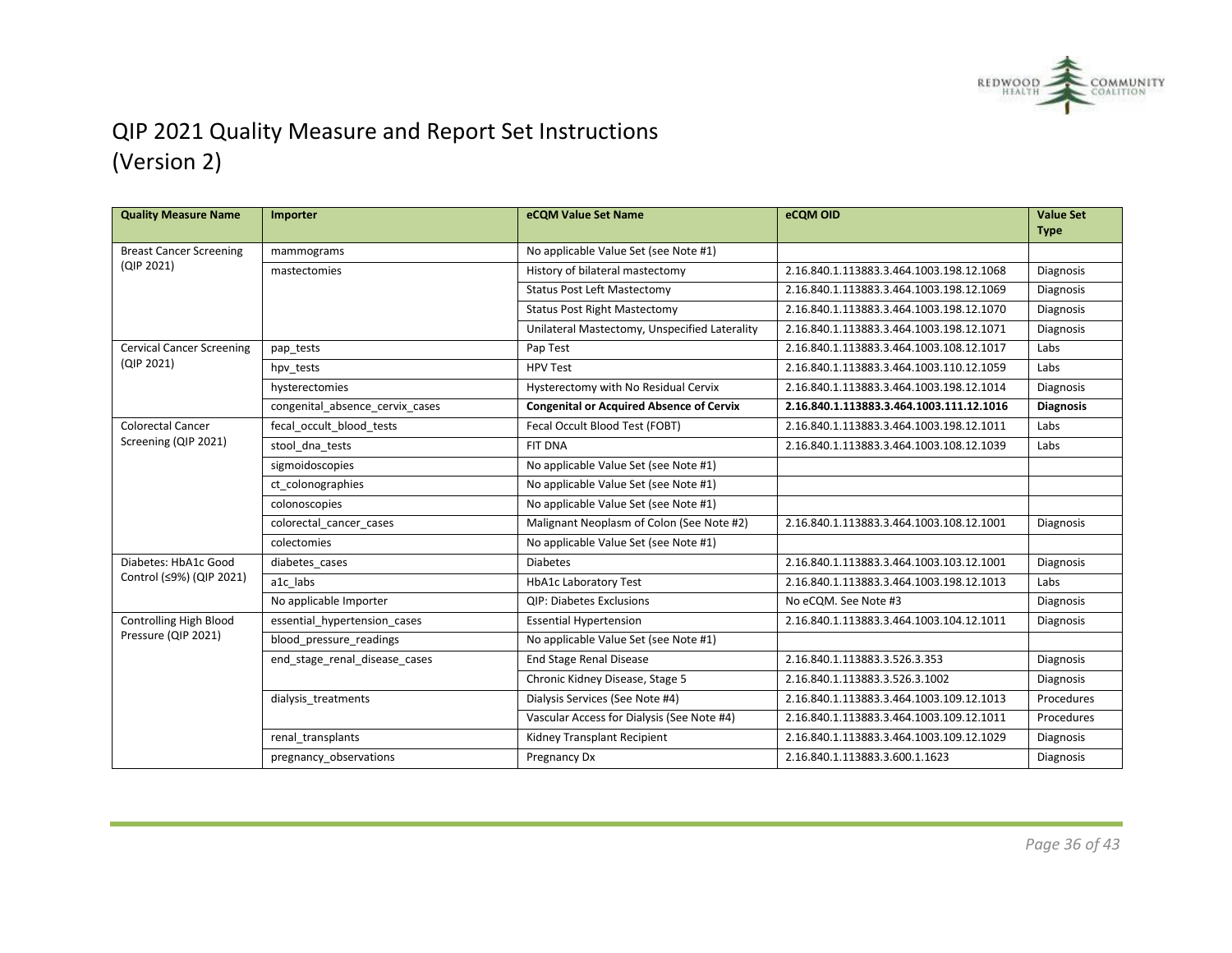# QIP 2021 Quality Measure and Report Set Instructions (Version 2)

| Quality Measure Name | Importer | eCQM Value Set Name | eCQM OID | Value Set Type |
|---|---|---|---|---|
| Breast Cancer Screening (QIP 2021) | mammograms | No applicable Value Set (see Note #1) | | |
| | mastectomies | History of bilateral mastectomy | 2.16.840.1.113883.3.464.1003.198.12.1068 | Diagnosis |
| | | Status Post Left Mastectomy | 2.16.840.1.113883.3.464.1003.198.12.1069 | Diagnosis |
| | | Status Post Right Mastectomy | 2.16.840.1.113883.3.464.1003.198.12.1070 | Diagnosis |
| | | Unilateral Mastectomy, Unspecified Laterality | 2.16.840.1.113883.3.464.1003.198.12.1071 | Diagnosis |
| Cervical Cancer Screening (QIP 2021) | pap_tests | Pap Test | 2.16.840.1.113883.3.464.1003.108.12.1017 | Labs |
| | hpv_tests | HPV Test | 2.16.840.1.113883.3.464.1003.110.12.1059 | Labs |
| | hysterectomies | Hysterectomy with No Residual Cervix | 2.16.840.1.113883.3.464.1003.198.12.1014 | Diagnosis |
| | congenital_absence_cervix_cases | **Congenital or Acquired Absence of Cervix** | **2.16.840.1.113883.3.464.1003.111.12.1016** | **Diagnosis** |
| Colorectal Cancer Screening (QIP 2021) | fecal_occult_blood_tests | Fecal Occult Blood Test (FOBT) | 2.16.840.1.113883.3.464.1003.198.12.1011 | Labs |
| | stool_dna_tests | FIT DNA | 2.16.840.1.113883.3.464.1003.108.12.1039 | Labs |
| | sigmoidoscopies | No applicable Value Set (see Note #1) | | |
| | ct_colonographies | No applicable Value Set (see Note #1) | | |
| | colonoscopies | No applicable Value Set (see Note #1) | | |
| | colorectal_cancer_cases | Malignant Neoplasm of Colon (See Note #2) | 2.16.840.1.113883.3.464.1003.108.12.1001 | Diagnosis |
| | colectomies | No applicable Value Set (see Note #1) | | |
| Diabetes: HbA1c Good Control (≤9%) (QIP 2021) | diabetes_cases | Diabetes | 2.16.840.1.113883.3.464.1003.103.12.1001 | Diagnosis |
| | a1c_labs | HbA1c Laboratory Test | 2.16.840.1.113883.3.464.1003.198.12.1013 | Labs |
| | No applicable Importer | QIP: Diabetes Exclusions | No eCQM. See Note #3 | Diagnosis |
| Controlling High Blood Pressure (QIP 2021) | essential_hypertension_cases | Essential Hypertension | 2.16.840.1.113883.3.464.1003.104.12.1011 | Diagnosis |
| | blood_pressure_readings | No applicable Value Set (see Note #1) | | |
| | end_stage_renal_disease_cases | End Stage Renal Disease | 2.16.840.1.113883.3.526.3.353 | Diagnosis |
| | | Chronic Kidney Disease, Stage 5 | 2.16.840.1.113883.3.526.3.1002 | Diagnosis |
| | dialysis_treatments | Dialysis Services (See Note #4) | 2.16.840.1.113883.3.464.1003.109.12.1013 | Procedures |
| | | Vascular Access for Dialysis (See Note #4) | 2.16.840.1.113883.3.464.1003.109.12.1011 | Procedures |
| | renal_transplants | Kidney Transplant Recipient | 2.16.840.1.113883.3.464.1003.109.12.1029 | Diagnosis |
| | pregnancy_observations | Pregnancy Dx | 2.16.840.1.113883.3.600.1.1623 | Diagnosis |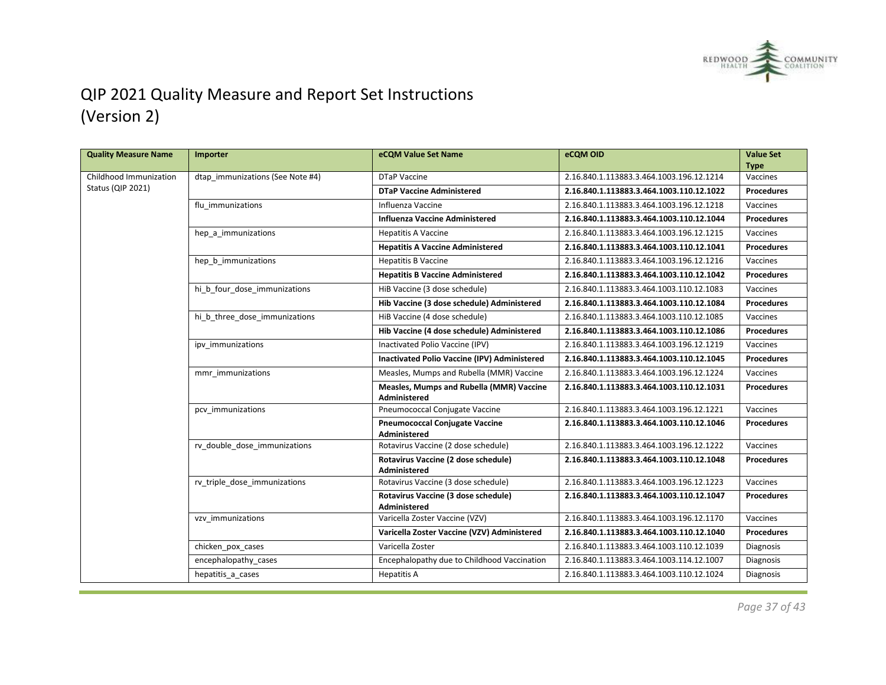# QIP 2021 Quality Measure and Report Set Instructions (Version 2)

| Quality Measure Name | Importer | eCQM Value Set Name | eCQM OID | Value Set Type |
|---|---|---|---|---|
| Childhood Immunization Status (QIP 2021) | dtap_immunizations (See Note #4) | DTaP Vaccine | 2.16.840.1.113883.3.464.1003.196.12.1214 | Vaccines |
| | | **DTaP Vaccine Administered** | **2.16.840.1.113883.3.464.1003.110.12.1022** | **Procedures** |
| | flu_immunizations | Influenza Vaccine | 2.16.840.1.113883.3.464.1003.196.12.1218 | Vaccines |
| | | **Influenza Vaccine Administered** | **2.16.840.1.113883.3.464.1003.110.12.1044** | **Procedures** |
| | hep_a_immunizations | Hepatitis A Vaccine | 2.16.840.1.113883.3.464.1003.196.12.1215 | Vaccines |
| | | **Hepatitis A Vaccine Administered** | **2.16.840.1.113883.3.464.1003.110.12.1041** | **Procedures** |
| | hep_b_immunizations | Hepatitis B Vaccine | 2.16.840.1.113883.3.464.1003.196.12.1216 | Vaccines |
| | | **Hepatitis B Vaccine Administered** | **2.16.840.1.113883.3.464.1003.110.12.1042** | **Procedures** |
| | hi_b_four_dose_immunizations | HiB Vaccine (3 dose schedule) | 2.16.840.1.113883.3.464.1003.110.12.1083 | Vaccines |
| | | **Hib Vaccine (3 dose schedule) Administered** | **2.16.840.1.113883.3.464.1003.110.12.1084** | **Procedures** |
| | hi_b_three_dose_immunizations | HiB Vaccine (4 dose schedule) | 2.16.840.1.113883.3.464.1003.110.12.1085 | Vaccines |
| | | **Hib Vaccine (4 dose schedule) Administered** | **2.16.840.1.113883.3.464.1003.110.12.1086** | **Procedures** |
| | ipv_immunizations | Inactivated Polio Vaccine (IPV) | 2.16.840.1.113883.3.464.1003.196.12.1219 | Vaccines |
| | | **Inactivated Polio Vaccine (IPV) Administered** | **2.16.840.1.113883.3.464.1003.110.12.1045** | **Procedures** |
| | mmr_immunizations | Measles, Mumps and Rubella (MMR) Vaccine | 2.16.840.1.113883.3.464.1003.196.12.1224 | Vaccines |
| | | **Measles, Mumps and Rubella (MMR) Vaccine Administered** | **2.16.840.1.113883.3.464.1003.110.12.1031** | **Procedures** |
| | pcv_immunizations | Pneumococcal Conjugate Vaccine | 2.16.840.1.113883.3.464.1003.196.12.1221 | Vaccines |
| | | **Pneumococcal Conjugate Vaccine Administered** | **2.16.840.1.113883.3.464.1003.110.12.1046** | **Procedures** |
| | rv_double_dose_immunizations | Rotavirus Vaccine (2 dose schedule) | 2.16.840.1.113883.3.464.1003.196.12.1222 | Vaccines |
| | | **Rotavirus Vaccine (2 dose schedule) Administered** | **2.16.840.1.113883.3.464.1003.110.12.1048** | **Procedures** |
| | rv_triple_dose_immunizations | Rotavirus Vaccine (3 dose schedule) | 2.16.840.1.113883.3.464.1003.196.12.1223 | Vaccines |
| | | **Rotavirus Vaccine (3 dose schedule) Administered** | **2.16.840.1.113883.3.464.1003.110.12.1047** | **Procedures** |
| | vzv_immunizations | Varicella Zoster Vaccine (VZV) | 2.16.840.1.113883.3.464.1003.196.12.1170 | Vaccines |
| | | **Varicella Zoster Vaccine (VZV) Administered** | **2.16.840.1.113883.3.464.1003.110.12.1040** | **Procedures** |
| | chicken_pox_cases | Varicella Zoster | 2.16.840.1.113883.3.464.1003.110.12.1039 | Diagnosis |
| | encephalopathy_cases | Encephalopathy due to Childhood Vaccination | 2.16.840.1.113883.3.464.1003.114.12.1007 | Diagnosis |
| | hepatitis_a_cases | Hepatitis A | 2.16.840.1.113883.3.464.1003.110.12.1024 | Diagnosis |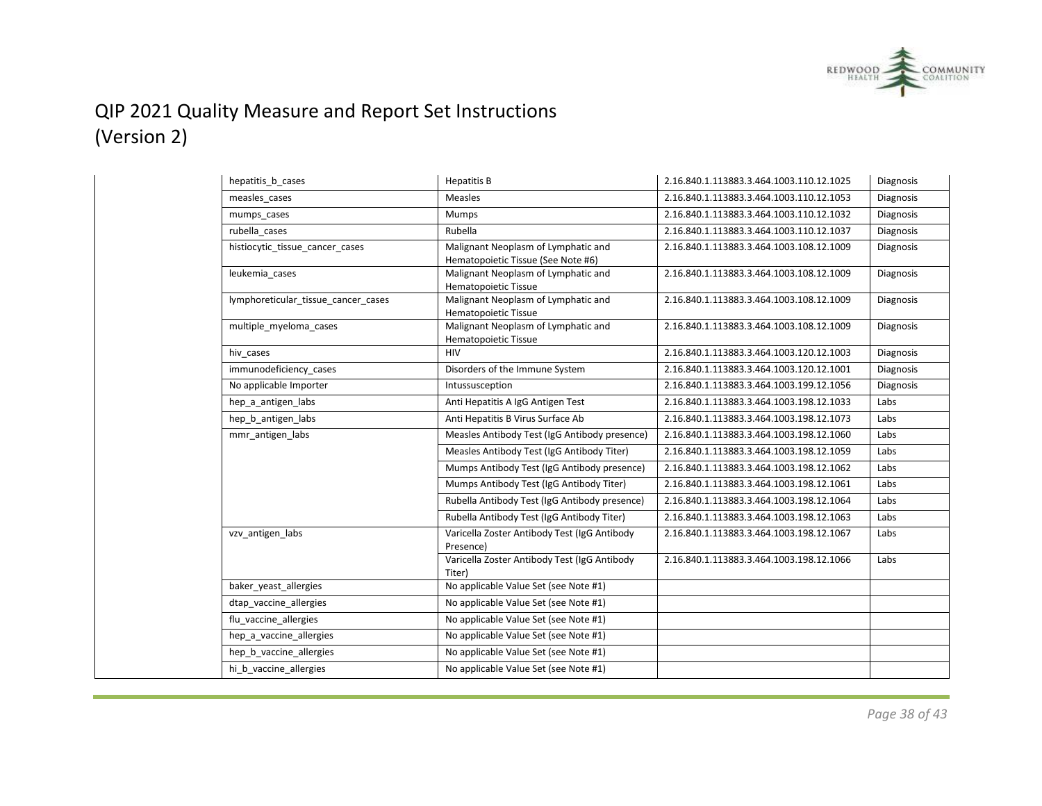# QIP 2021 Quality Measure and Report Set Instructions (Version 2)

| | | | | |
|---|---|---|---|---|
| | hepatitis_b_cases | Hepatitis B | 2.16.840.1.113883.3.464.1003.110.12.1025 | Diagnosis |
| | measles_cases | Measles | 2.16.840.1.113883.3.464.1003.110.12.1053 | Diagnosis |
| | mumps_cases | Mumps | 2.16.840.1.113883.3.464.1003.110.12.1032 | Diagnosis |
| | rubella_cases | Rubella | 2.16.840.1.113883.3.464.1003.110.12.1037 | Diagnosis |
| | histiocytic_tissue_cancer_cases | Malignant Neoplasm of Lymphatic and Hematopoietic Tissue (See Note #6) | 2.16.840.1.113883.3.464.1003.108.12.1009 | Diagnosis |
| | leukemia_cases | Malignant Neoplasm of Lymphatic and Hematopoietic Tissue | 2.16.840.1.113883.3.464.1003.108.12.1009 | Diagnosis |
| | lymphoreticular_tissue_cancer_cases | Malignant Neoplasm of Lymphatic and Hematopoietic Tissue | 2.16.840.1.113883.3.464.1003.108.12.1009 | Diagnosis |
| | multiple_myeloma_cases | Malignant Neoplasm of Lymphatic and Hematopoietic Tissue | 2.16.840.1.113883.3.464.1003.108.12.1009 | Diagnosis |
| | hiv_cases | HIV | 2.16.840.1.113883.3.464.1003.120.12.1003 | Diagnosis |
| | immunodeficiency_cases | Disorders of the Immune System | 2.16.840.1.113883.3.464.1003.120.12.1001 | Diagnosis |
| | No applicable Importer | Intussusception | 2.16.840.1.113883.3.464.1003.199.12.1056 | Diagnosis |
| | hep_a_antigen_labs | Anti Hepatitis A IgG Antigen Test | 2.16.840.1.113883.3.464.1003.198.12.1033 | Labs |
| | hep_b_antigen_labs | Anti Hepatitis B Virus Surface Ab | 2.16.840.1.113883.3.464.1003.198.12.1073 | Labs |
| | mmr_antigen_labs | Measles Antibody Test (IgG Antibody presence) | 2.16.840.1.113883.3.464.1003.198.12.1060 | Labs |
| | | Measles Antibody Test (IgG Antibody Titer) | 2.16.840.1.113883.3.464.1003.198.12.1059 | Labs |
| | | Mumps Antibody Test (IgG Antibody presence) | 2.16.840.1.113883.3.464.1003.198.12.1062 | Labs |
| | | Mumps Antibody Test (IgG Antibody Titer) | 2.16.840.1.113883.3.464.1003.198.12.1061 | Labs |
| | | Rubella Antibody Test (IgG Antibody presence) | 2.16.840.1.113883.3.464.1003.198.12.1064 | Labs |
| | | Rubella Antibody Test (IgG Antibody Titer) | 2.16.840.1.113883.3.464.1003.198.12.1063 | Labs |
| | vzv_antigen_labs | Varicella Zoster Antibody Test (IgG Antibody Presence) | 2.16.840.1.113883.3.464.1003.198.12.1067 | Labs |
| | | Varicella Zoster Antibody Test (IgG Antibody Titer) | 2.16.840.1.113883.3.464.1003.198.12.1066 | Labs |
| | baker_yeast_allergies | No applicable Value Set (see Note #1) | | |
| | dtap_vaccine_allergies | No applicable Value Set (see Note #1) | | |
| | flu_vaccine_allergies | No applicable Value Set (see Note #1) | | |
| | hep_a_vaccine_allergies | No applicable Value Set (see Note #1) | | |
| | hep_b_vaccine_allergies | No applicable Value Set (see Note #1) | | |
| | hi_b_vaccine_allergies | No applicable Value Set (see Note #1) | | |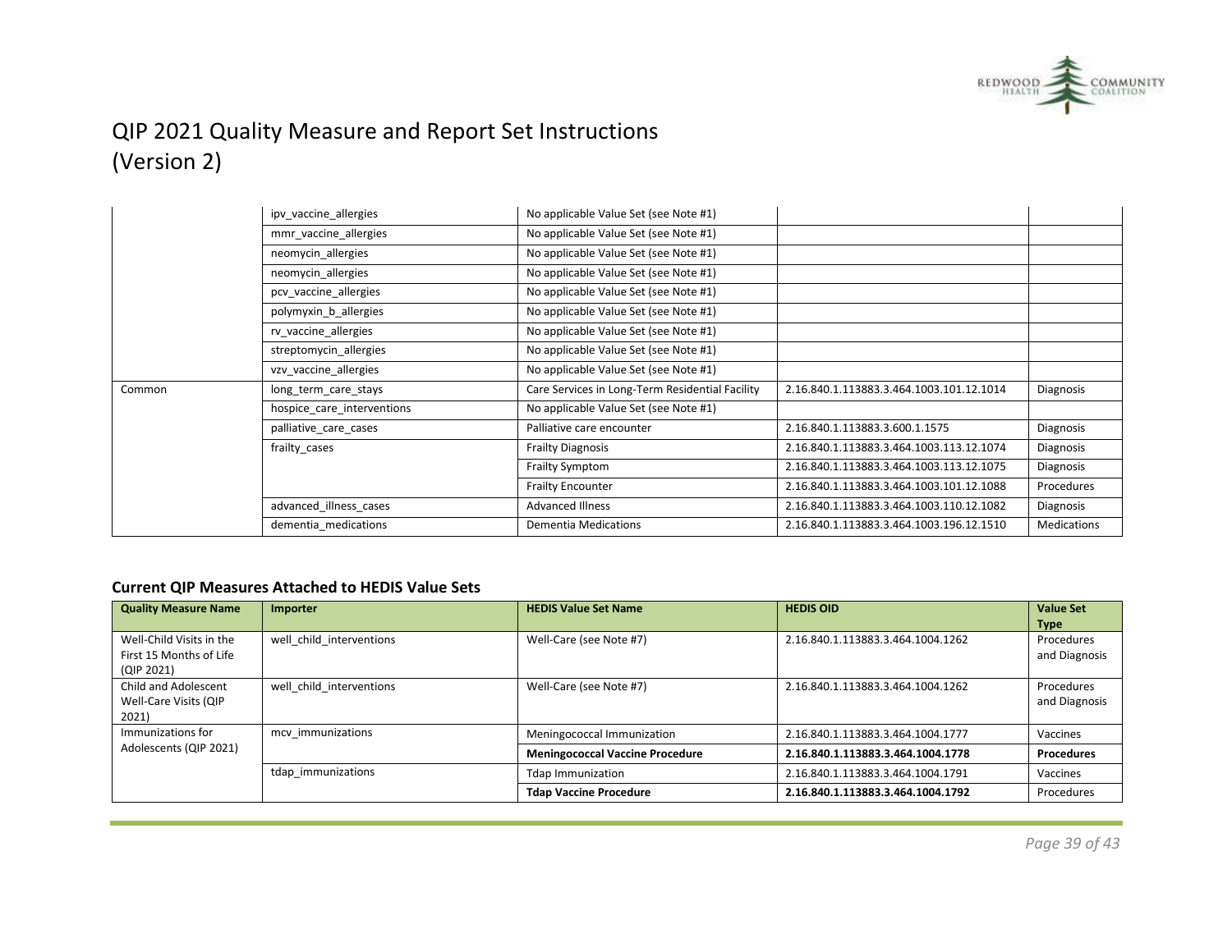# QIP 2021 Quality Measure and Report Set Instructions (Version 2)

| | | | | |
|---|---|---|---|---|
| | ipv_vaccine_allergies | No applicable Value Set (see Note #1) | | |
| | mmr_vaccine_allergies | No applicable Value Set (see Note #1) | | |
| | neomycin_allergies | No applicable Value Set (see Note #1) | | |
| | neomycin_allergies | No applicable Value Set (see Note #1) | | |
| | pcv_vaccine_allergies | No applicable Value Set (see Note #1) | | |
| | polymyxin_b_allergies | No applicable Value Set (see Note #1) | | |
| | rv_vaccine_allergies | No applicable Value Set (see Note #1) | | |
| | streptomycin_allergies | No applicable Value Set (see Note #1) | | |
| | vzv_vaccine_allergies | No applicable Value Set (see Note #1) | | |
| Common | long_term_care_stays | Care Services in Long-Term Residential Facility | 2.16.840.1.113883.3.464.1003.101.12.1014 | Diagnosis |
| | hospice_care_interventions | No applicable Value Set (see Note #1) | | |
| | palliative_care_cases | Palliative care encounter | 2.16.840.1.113883.3.600.1.1575 | Diagnosis |
| | frailty_cases | Frailty Diagnosis | 2.16.840.1.113883.3.464.1003.113.12.1074 | Diagnosis |
| | | Frailty Symptom | 2.16.840.1.113883.3.464.1003.113.12.1075 | Diagnosis |
| | | Frailty Encounter | 2.16.840.1.113883.3.464.1003.101.12.1088 | Procedures |
| | advanced_illness_cases | Advanced Illness | 2.16.840.1.113883.3.464.1003.110.12.1082 | Diagnosis |
| | dementia_medications | Dementia Medications | 2.16.840.1.113883.3.464.1003.196.12.1510 | Medications |

### Current QIP Measures Attached to HEDIS Value Sets

| Quality Measure Name | Importer | HEDIS Value Set Name | HEDIS OID | Value Set Type |
|---|---|---|---|---|
| Well-Child Visits in the First 15 Months of Life (QIP 2021) | well_child_interventions | Well-Care (see Note #7) | 2.16.840.1.113883.3.464.1004.1262 | Procedures and Diagnosis |
| Child and Adolescent Well-Care Visits (QIP 2021) | well_child_interventions | Well-Care (see Note #7) | 2.16.840.1.113883.3.464.1004.1262 | Procedures and Diagnosis |
| Immunizations for Adolescents (QIP 2021) | mcv_immunizations | Meningococcal Immunization | 2.16.840.1.113883.3.464.1004.1777 | Vaccines |
| | | **Meningococcal Vaccine Procedure** | **2.16.840.1.113883.3.464.1004.1778** | **Procedures** |
| | tdap_immunizations | Tdap Immunization | 2.16.840.1.113883.3.464.1004.1791 | Vaccines |
| | | **Tdap Vaccine Procedure** | **2.16.840.1.113883.3.464.1004.1792** | Procedures |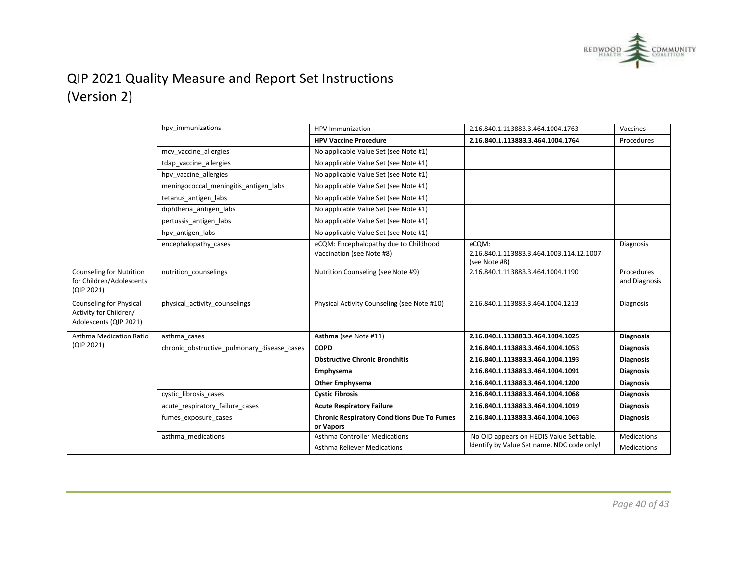# QIP 2021 Quality Measure and Report Set Instructions (Version 2)

| | | | | |
|---|---|---|---|---|
| | hpv_immunizations | HPV Immunization | 2.16.840.1.113883.3.464.1004.1763 | Vaccines |
| | | **HPV Vaccine Procedure** | **2.16.840.1.113883.3.464.1004.1764** | Procedures |
| | mcv_vaccine_allergies | No applicable Value Set (see Note #1) | | |
| | tdap_vaccine_allergies | No applicable Value Set (see Note #1) | | |
| | hpv_vaccine_allergies | No applicable Value Set (see Note #1) | | |
| | meningococcal_meningitis_antigen_labs | No applicable Value Set (see Note #1) | | |
| | tetanus_antigen_labs | No applicable Value Set (see Note #1) | | |
| | diphtheria_antigen_labs | No applicable Value Set (see Note #1) | | |
| | pertussis_antigen_labs | No applicable Value Set (see Note #1) | | |
| | hpv_antigen_labs | No applicable Value Set (see Note #1) | | |
| | encephalopathy_cases | eCQM: Encephalopathy due to Childhood Vaccination (see Note #8) | eCQM: 2.16.840.1.113883.3.464.1003.114.12.1007 (see Note #8) | Diagnosis |
| Counseling for Nutrition for Children/Adolescents (QIP 2021) | nutrition_counselings | Nutrition Counseling (see Note #9) | 2.16.840.1.113883.3.464.1004.1190 | Procedures and Diagnosis |
| Counseling for Physical Activity for Children/ Adolescents (QIP 2021) | physical_activity_counselings | Physical Activity Counseling (see Note #10) | 2.16.840.1.113883.3.464.1004.1213 | Diagnosis |
| Asthma Medication Ratio (QIP 2021) | asthma_cases | **Asthma** (see Note #11) | **2.16.840.1.113883.3.464.1004.1025** | **Diagnosis** |
| | chronic_obstructive_pulmonary_disease_cases | **COPD** | **2.16.840.1.113883.3.464.1004.1053** | **Diagnosis** |
| | | **Obstructive Chronic Bronchitis** | **2.16.840.1.113883.3.464.1004.1193** | **Diagnosis** |
| | | **Emphysema** | **2.16.840.1.113883.3.464.1004.1091** | **Diagnosis** |
| | | **Other Emphysema** | **2.16.840.1.113883.3.464.1004.1200** | **Diagnosis** |
| | cystic_fibrosis_cases | **Cystic Fibrosis** | **2.16.840.1.113883.3.464.1004.1068** | **Diagnosis** |
| | acute_respiratory_failure_cases | **Acute Respiratory Failure** | **2.16.840.1.113883.3.464.1004.1019** | **Diagnosis** |
| | fumes_exposure_cases | **Chronic Respiratory Conditions Due To Fumes or Vapors** | **2.16.840.1.113883.3.464.1004.1063** | **Diagnosis** |
| | asthma_medications | Asthma Controller Medications | No OID appears on HEDIS Value Set table. Identify by Value Set name. NDC code only! | Medications |
| | | Asthma Reliever Medications | | Medications |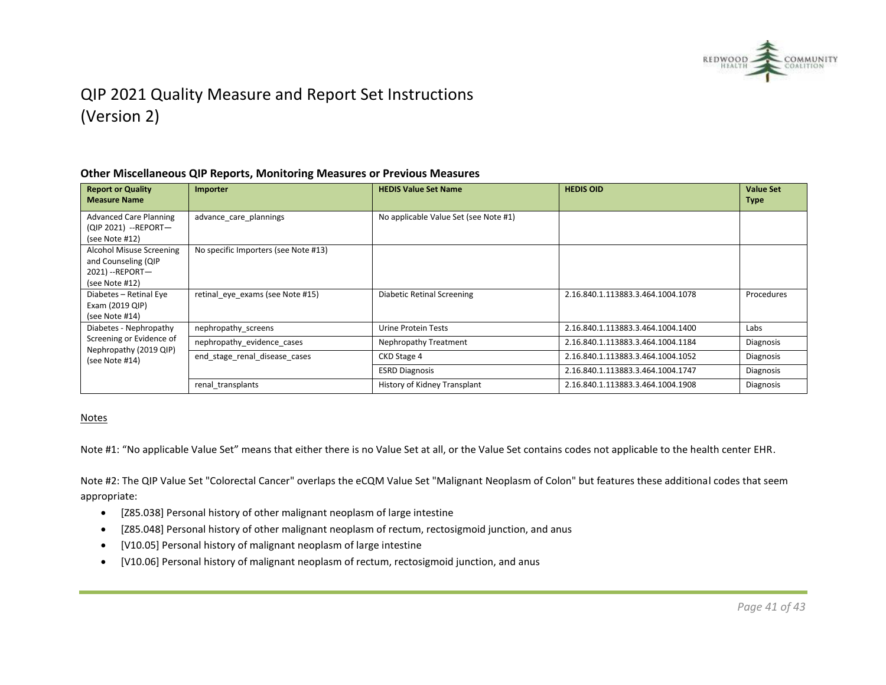# QIP 2021 Quality Measure and Report Set Instructions (Version 2)

### Other Miscellaneous QIP Reports, Monitoring Measures or Previous Measures

| Report or Quality Measure Name | Importer | HEDIS Value Set Name | HEDIS OID | Value Set Type |
|---|---|---|---|---|
| Advanced Care Planning (QIP 2021) --REPORT— (see Note #12) | advance_care_plannings | No applicable Value Set (see Note #1) | | |
| Alcohol Misuse Screening and Counseling (QIP 2021) --REPORT— (see Note #12) | No specific Importers (see Note #13) | | | |
| Diabetes – Retinal Eye Exam (2019 QIP) (see Note #14) | retinal_eye_exams (see Note #15) | Diabetic Retinal Screening | 2.16.840.1.113883.3.464.1004.1078 | Procedures |
| Diabetes - Nephropathy Screening or Evidence of Nephropathy (2019 QIP) (see Note #14) | nephropathy_screens | Urine Protein Tests | 2.16.840.1.113883.3.464.1004.1400 | Labs |
| | nephropathy_evidence_cases | Nephropathy Treatment | 2.16.840.1.113883.3.464.1004.1184 | Diagnosis |
| | end_stage_renal_disease_cases | CKD Stage 4 | 2.16.840.1.113883.3.464.1004.1052 | Diagnosis |
| | | ESRD Diagnosis | 2.16.840.1.113883.3.464.1004.1747 | Diagnosis |
| | renal_transplants | History of Kidney Transplant | 2.16.840.1.113883.3.464.1004.1908 | Diagnosis |

<u>Notes</u>

Note #1: "No applicable Value Set" means that either there is no Value Set at all, or the Value Set contains codes not applicable to the health center EHR.

Note #2: The QIP Value Set "Colorectal Cancer" overlaps the eCQM Value Set "Malignant Neoplasm of Colon" but features these additional codes that seem appropriate:

- [Z85.038] Personal history of other malignant neoplasm of large intestine
- [Z85.048] Personal history of other malignant neoplasm of rectum, rectosigmoid junction, and anus
- [V10.05] Personal history of malignant neoplasm of large intestine
- [V10.06] Personal history of malignant neoplasm of rectum, rectosigmoid junction, and anus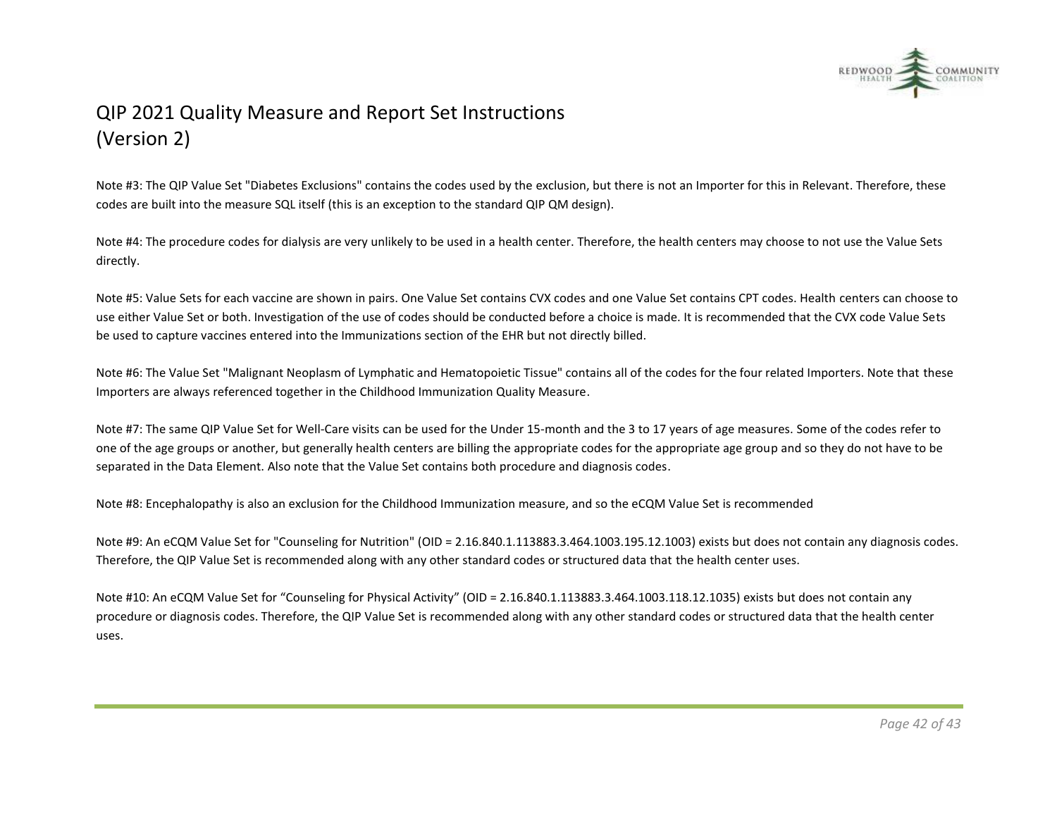Note #3: The QIP Value Set "Diabetes Exclusions" contains the codes used by the exclusion, but there is not an Importer for this in Relevant. Therefore, these codes are built into the measure SQL itself (this is an exception to the standard QIP QM design).

Note #4: The procedure codes for dialysis are very unlikely to be used in a health center. Therefore, the health centers may choose to not use the Value Sets directly.

Note #5: Value Sets for each vaccine are shown in pairs. One Value Set contains CVX codes and one Value Set contains CPT codes. Health centers can choose to use either Value Set or both. Investigation of the use of codes should be conducted before a choice is made. It is recommended that the CVX code Value Sets be used to capture vaccines entered into the Immunizations section of the EHR but not directly billed.

Note #6: The Value Set "Malignant Neoplasm of Lymphatic and Hematopoietic Tissue" contains all of the codes for the four related Importers. Note that these Importers are always referenced together in the Childhood Immunization Quality Measure.

Note #7: The same QIP Value Set for Well-Care visits can be used for the Under 15-month and the 3 to 17 years of age measures. Some of the codes refer to one of the age groups or another, but generally health centers are billing the appropriate codes for the appropriate age group and so they do not have to be separated in the Data Element. Also note that the Value Set contains both procedure and diagnosis codes.

Note #8: Encephalopathy is also an exclusion for the Childhood Immunization measure, and so the eCQM Value Set is recommended

Note #9: An eCQM Value Set for "Counseling for Nutrition" (OID = 2.16.840.1.113883.3.464.1003.195.12.1003) exists but does not contain any diagnosis codes. Therefore, the QIP Value Set is recommended along with any other standard codes or structured data that the health center uses.

Note #10: An eCQM Value Set for "Counseling for Physical Activity" (OID = 2.16.840.1.113883.3.464.1003.118.12.1035) exists but does not contain any procedure or diagnosis codes. Therefore, the QIP Value Set is recommended along with any other standard codes or structured data that the health center uses.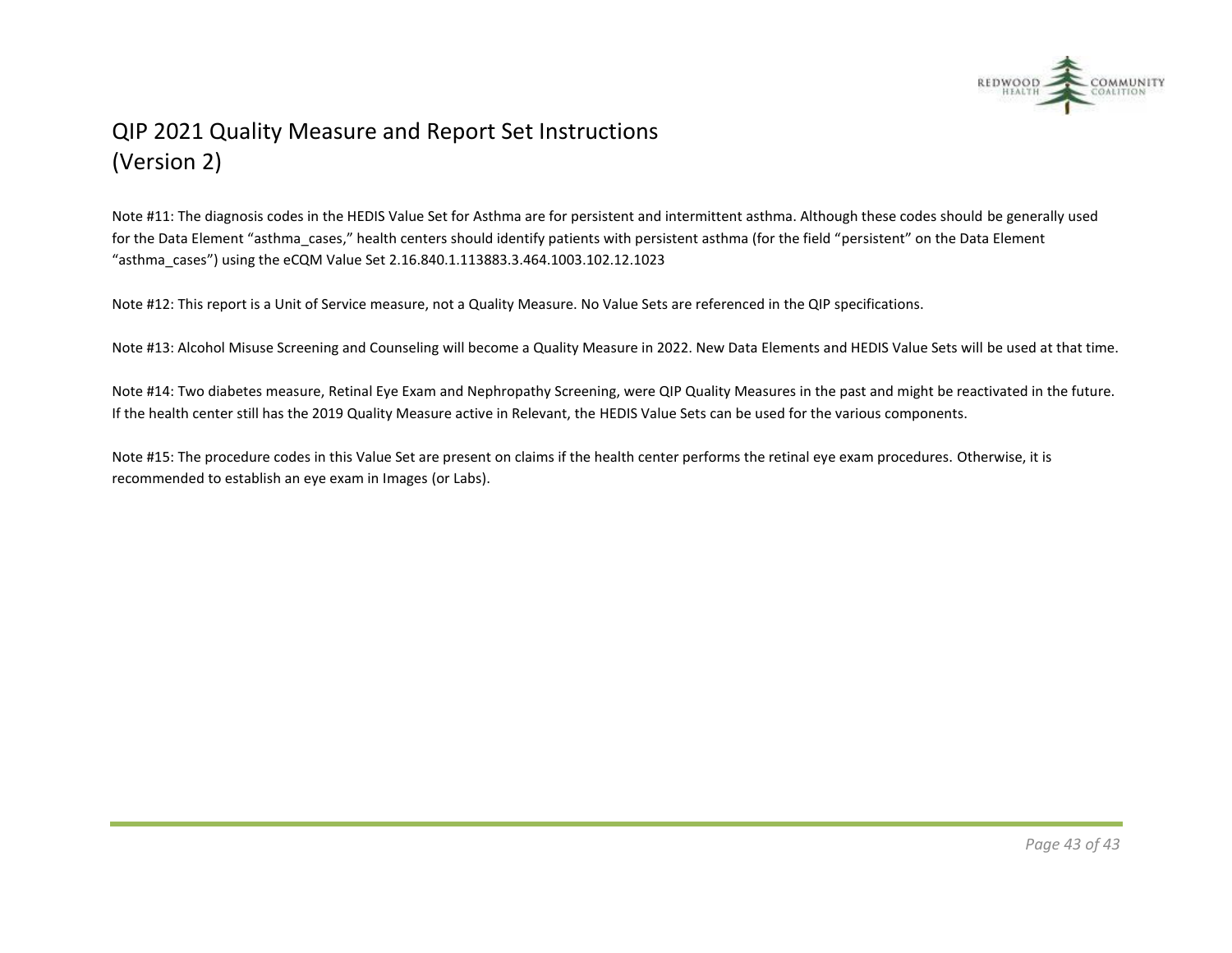# QIP 2021 Quality Measure and Report Set Instructions (Version 2)

Note #11: The diagnosis codes in the HEDIS Value Set for Asthma are for persistent and intermittent asthma. Although these codes should be generally used for the Data Element "asthma_cases," health centers should identify patients with persistent asthma (for the field "persistent" on the Data Element "asthma_cases") using the eCQM Value Set 2.16.840.1.113883.3.464.1003.102.12.1023

Note #12: This report is a Unit of Service measure, not a Quality Measure. No Value Sets are referenced in the QIP specifications.

Note #13: Alcohol Misuse Screening and Counseling will become a Quality Measure in 2022. New Data Elements and HEDIS Value Sets will be used at that time.

Note #14: Two diabetes measure, Retinal Eye Exam and Nephropathy Screening, were QIP Quality Measures in the past and might be reactivated in the future. If the health center still has the 2019 Quality Measure active in Relevant, the HEDIS Value Sets can be used for the various components.

Note #15: The procedure codes in this Value Set are present on claims if the health center performs the retinal eye exam procedures. Otherwise, it is recommended to establish an eye exam in Images (or Labs).